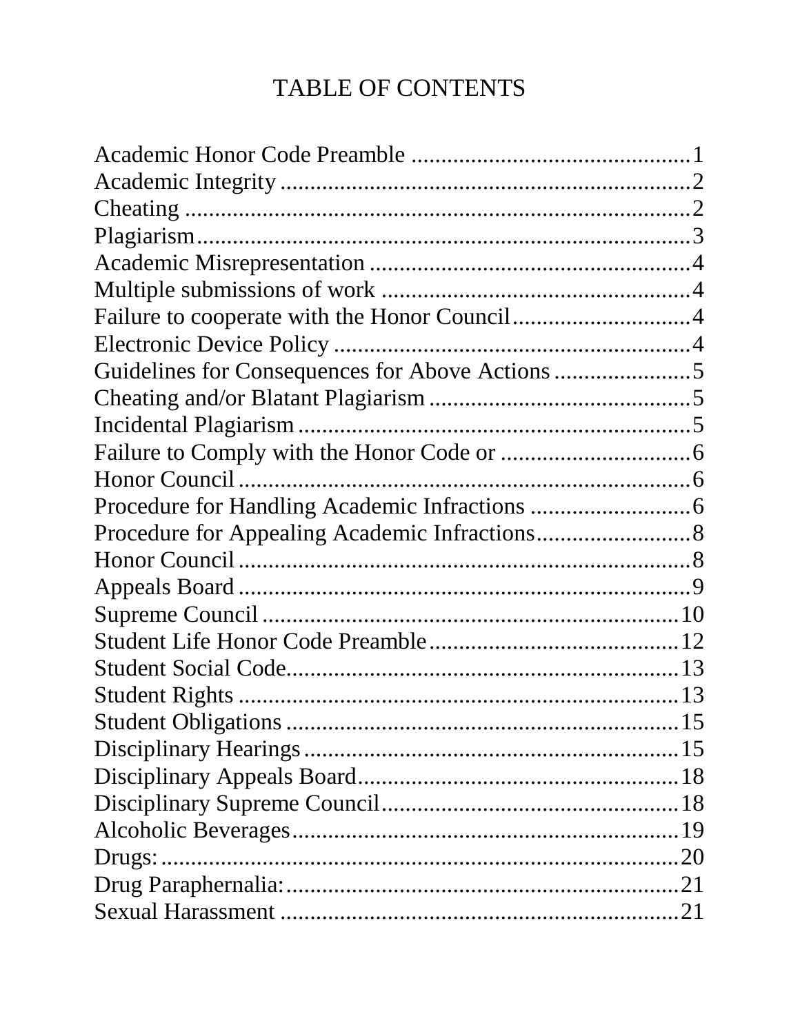# TABLE OF CONTENTS

Academic Honor Code Preamble ............................................1
Academic Integrity ...............................................................2
Cheating ..............................................................................2
Plagiarism............................................................................3
Academic Misrepresentation ...............................................4
Multiple submissions of work ..............................................4
Failure to cooperate with the Honor Council.......................4
Electronic Device Policy .....................................................4
Guidelines for Consequences for Above Actions ................5
Cheating and/or Blatant Plagiarism .....................................5
Incidental Plagiarism ...........................................................5
Failure to Comply with the Honor Code or .........................6
Honor Council .....................................................................6
Procedure for Handling Academic Infractions ....................6
Procedure for Appealing Academic Infractions...................8
Honor Council .....................................................................8
Appeals Board .....................................................................9
Supreme Council ................................................................10
Student Life Honor Code Preamble....................................12
Student Social Code............................................................13
Student Rights ....................................................................13
Student Obligations ............................................................15
Disciplinary Hearings.........................................................15
Disciplinary Appeals Board................................................18
Disciplinary Supreme Council............................................18
Alcoholic Beverages...........................................................19
Drugs:.................................................................................20
Drug Paraphernalia:............................................................21
Sexual Harassment .............................................................21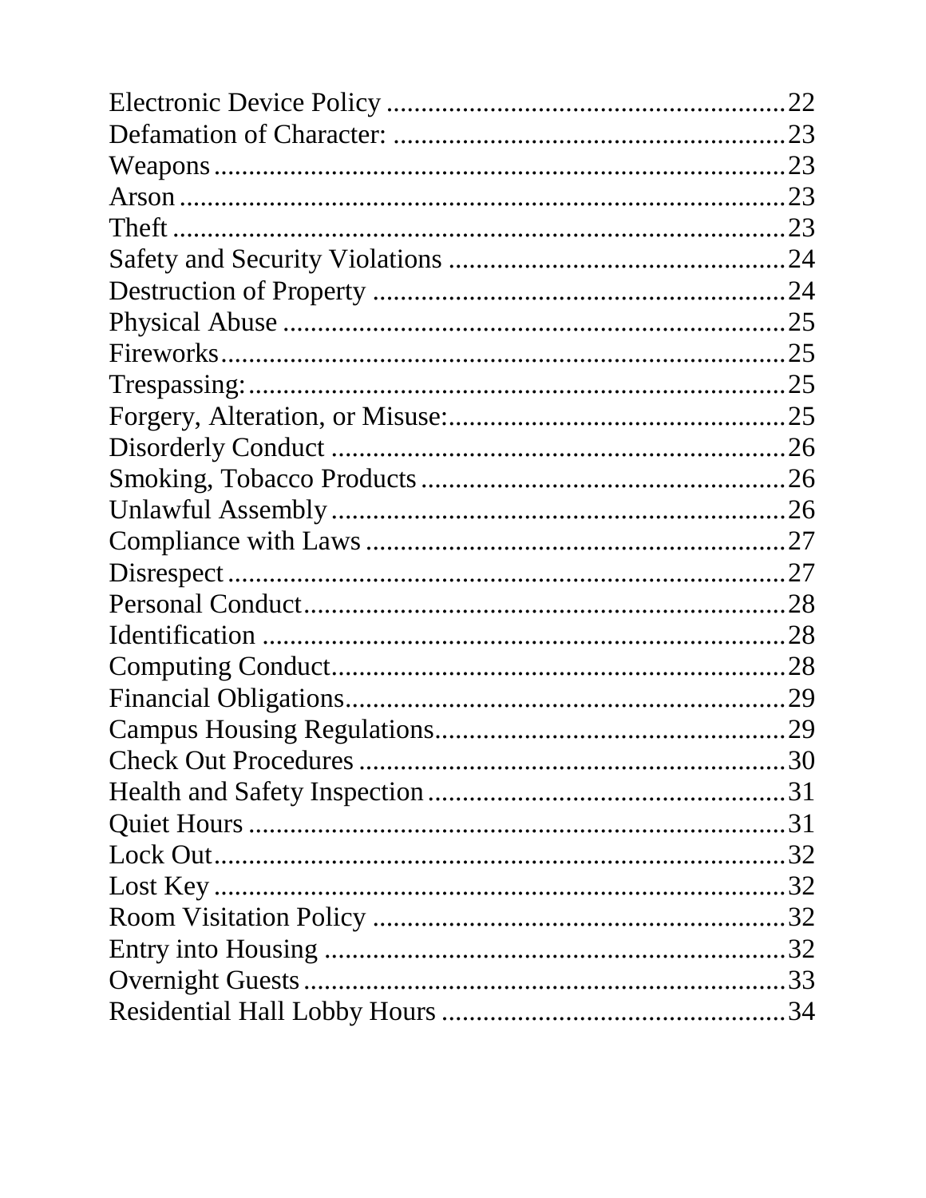Electronic Device Policy .......................................................22
Defamation of Character: .......................................................23
Weapons.....................................................................................23
Arson..........................................................................................23
Theft...........................................................................................23
Safety and Security Violations ................................................24
Destruction of Property ...........................................................24
Physical Abuse .........................................................................25
Fireworks...................................................................................25
Trespassing:...............................................................................25
Forgery, Alteration, or Misuse:................................................25
Disorderly Conduct ..................................................................26
Smoking, Tobacco Products.....................................................26
Unlawful Assembly..................................................................26
Compliance with Laws .............................................................27
Disrespect..................................................................................27
Personal Conduct......................................................................28
Identification ............................................................................28
Computing Conduct..................................................................28
Financial Obligations...............................................................29
Campus Housing Regulations..................................................29
Check Out Procedures .............................................................30
Health and Safety Inspection...................................................31
Quiet Hours ..............................................................................31
Lock Out....................................................................................32
Lost Key ....................................................................................32
Room Visitation Policy ............................................................32
Entry into Housing ...................................................................32
Overnight Guests......................................................................33
Residential Hall Lobby Hours .................................................34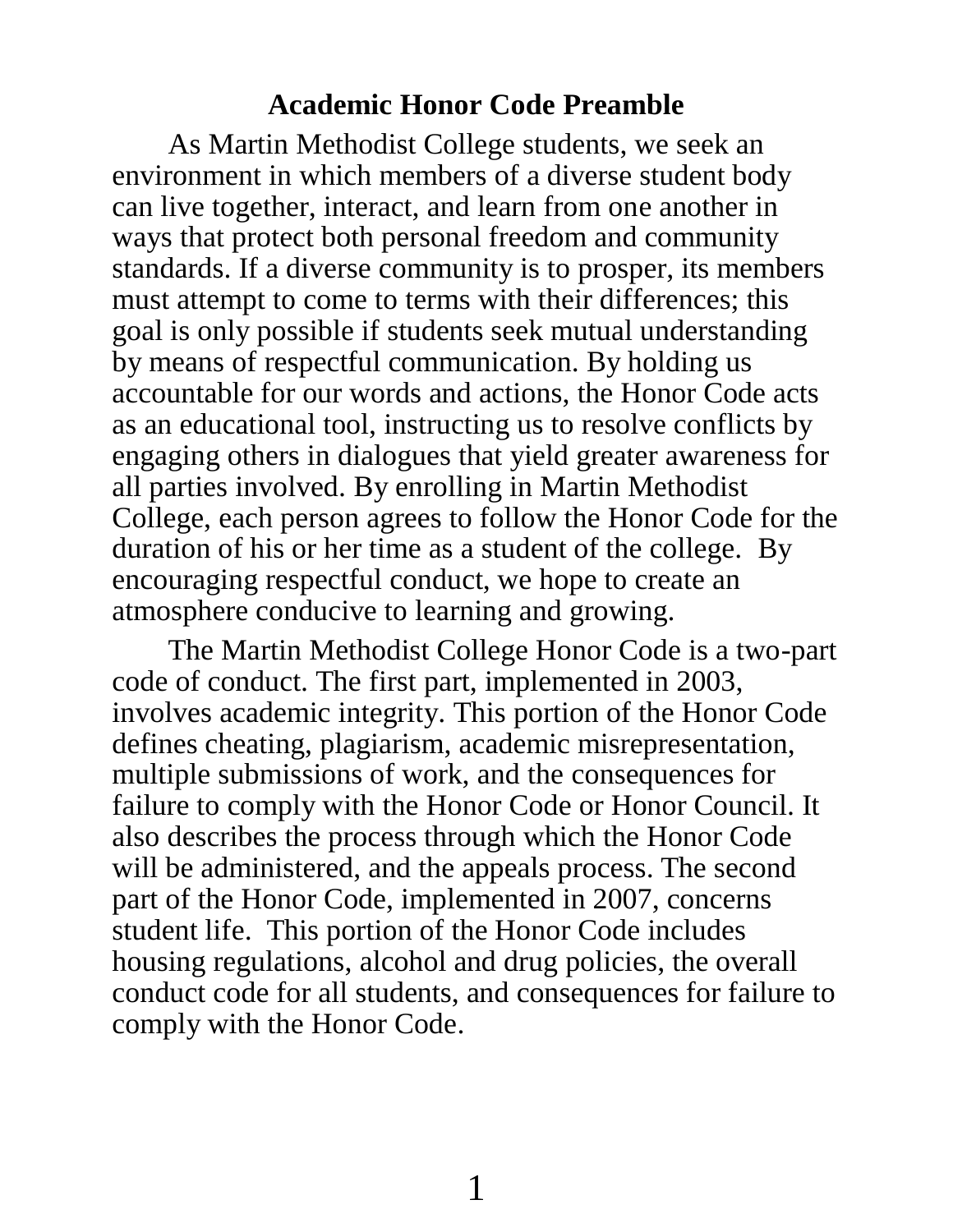## Academic Honor Code Preamble

As Martin Methodist College students, we seek an environment in which members of a diverse student body can live together, interact, and learn from one another in ways that protect both personal freedom and community standards. If a diverse community is to prosper, its members must attempt to come to terms with their differences; this goal is only possible if students seek mutual understanding by means of respectful communication. By holding us accountable for our words and actions, the Honor Code acts as an educational tool, instructing us to resolve conflicts by engaging others in dialogues that yield greater awareness for all parties involved. By enrolling in Martin Methodist College, each person agrees to follow the Honor Code for the duration of his or her time as a student of the college. By encouraging respectful conduct, we hope to create an atmosphere conducive to learning and growing.

The Martin Methodist College Honor Code is a two-part code of conduct. The first part, implemented in 2003, involves academic integrity. This portion of the Honor Code defines cheating, plagiarism, academic misrepresentation, multiple submissions of work, and the consequences for failure to comply with the Honor Code or Honor Council. It also describes the process through which the Honor Code will be administered, and the appeals process. The second part of the Honor Code, implemented in 2007, concerns student life. This portion of the Honor Code includes housing regulations, alcohol and drug policies, the overall conduct code for all students, and consequences for failure to comply with the Honor Code.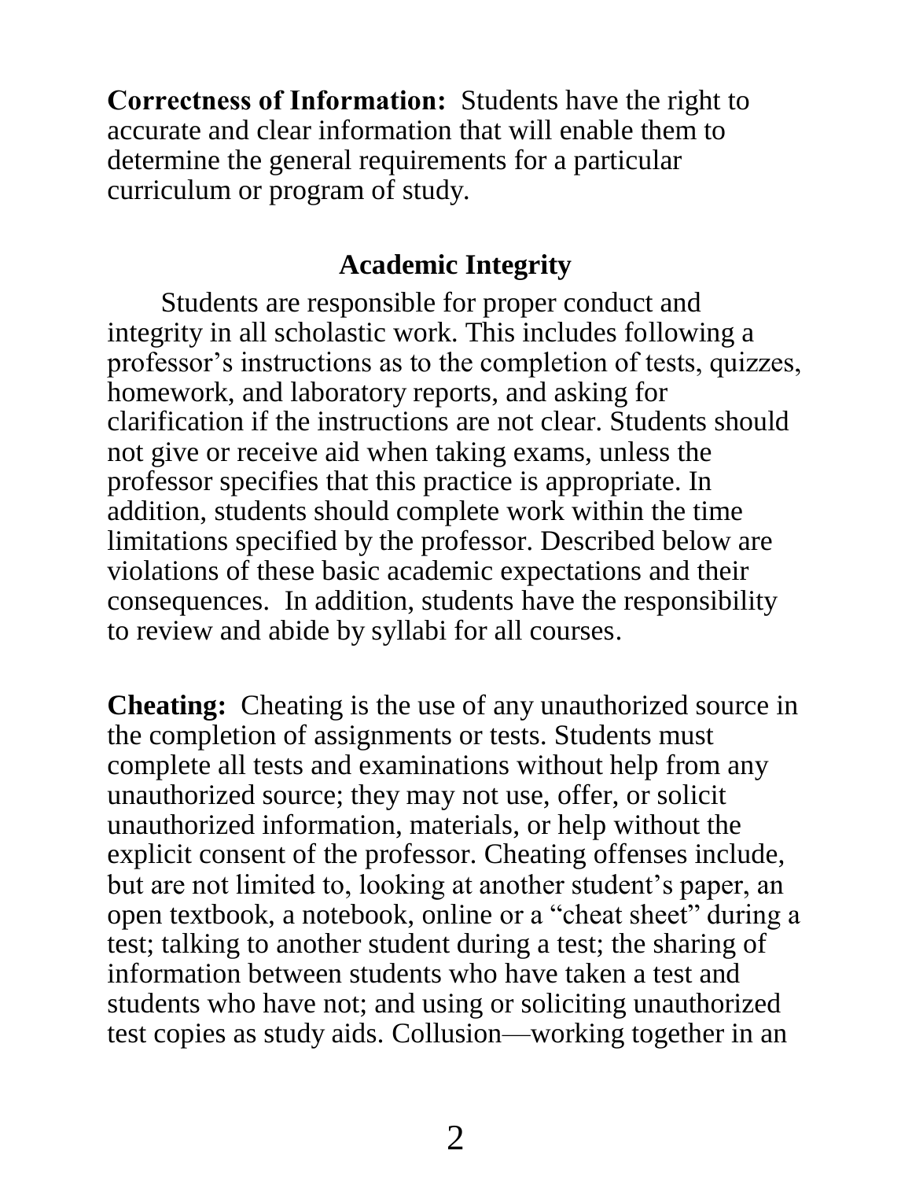**Correctness of Information:** Students have the right to accurate and clear information that will enable them to determine the general requirements for a particular curriculum or program of study.

## Academic Integrity

Students are responsible for proper conduct and integrity in all scholastic work. This includes following a professor's instructions as to the completion of tests, quizzes, homework, and laboratory reports, and asking for clarification if the instructions are not clear. Students should not give or receive aid when taking exams, unless the professor specifies that this practice is appropriate. In addition, students should complete work within the time limitations specified by the professor. Described below are violations of these basic academic expectations and their consequences. In addition, students have the responsibility to review and abide by syllabi for all courses.

**Cheating:** Cheating is the use of any unauthorized source in the completion of assignments or tests. Students must complete all tests and examinations without help from any unauthorized source; they may not use, offer, or solicit unauthorized information, materials, or help without the explicit consent of the professor. Cheating offenses include, but are not limited to, looking at another student's paper, an open textbook, a notebook, online or a "cheat sheet" during a test; talking to another student during a test; the sharing of information between students who have taken a test and students who have not; and using or soliciting unauthorized test copies as study aids. Collusion—working together in an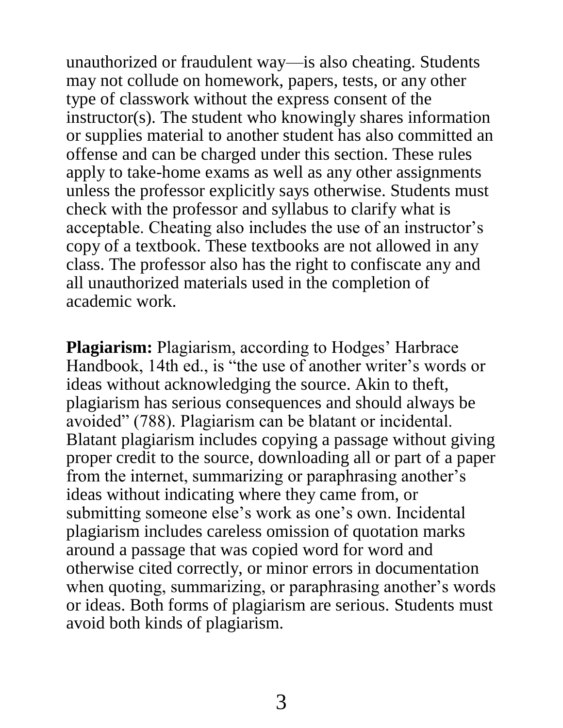unauthorized or fraudulent way—is also cheating. Students may not collude on homework, papers, tests, or any other type of classwork without the express consent of the instructor(s). The student who knowingly shares information or supplies material to another student has also committed an offense and can be charged under this section. These rules apply to take-home exams as well as any other assignments unless the professor explicitly says otherwise. Students must check with the professor and syllabus to clarify what is acceptable. Cheating also includes the use of an instructor's copy of a textbook. These textbooks are not allowed in any class. The professor also has the right to confiscate any and all unauthorized materials used in the completion of academic work.

**Plagiarism:** Plagiarism, according to Hodges' Harbrace Handbook, 14th ed., is "the use of another writer's words or ideas without acknowledging the source. Akin to theft, plagiarism has serious consequences and should always be avoided" (788). Plagiarism can be blatant or incidental. Blatant plagiarism includes copying a passage without giving proper credit to the source, downloading all or part of a paper from the internet, summarizing or paraphrasing another's ideas without indicating where they came from, or submitting someone else's work as one's own. Incidental plagiarism includes careless omission of quotation marks around a passage that was copied word for word and otherwise cited correctly, or minor errors in documentation when quoting, summarizing, or paraphrasing another's words or ideas. Both forms of plagiarism are serious. Students must avoid both kinds of plagiarism.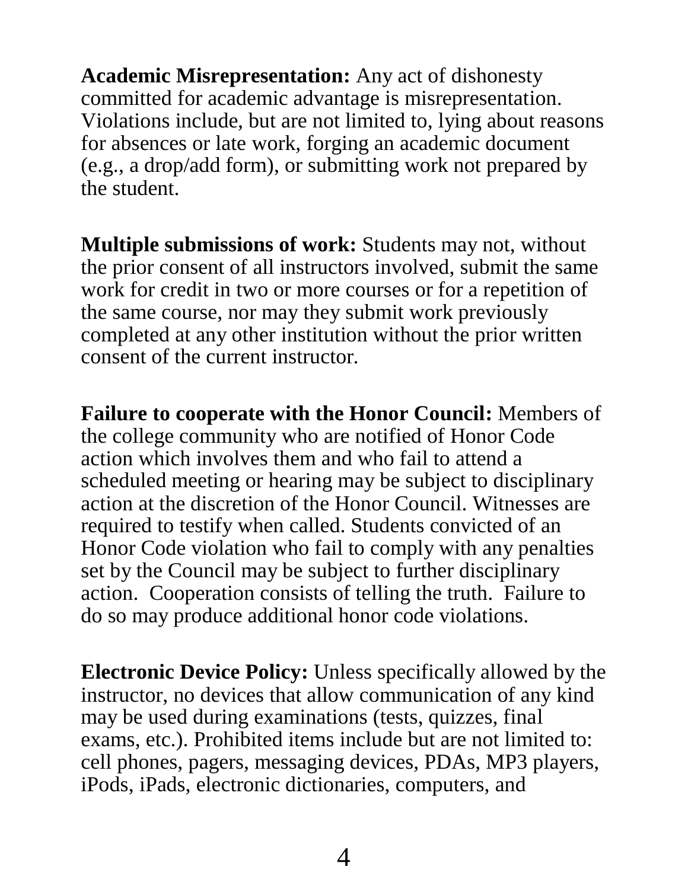**Academic Misrepresentation:** Any act of dishonesty committed for academic advantage is misrepresentation. Violations include, but are not limited to, lying about reasons for absences or late work, forging an academic document (e.g., a drop/add form), or submitting work not prepared by the student.

**Multiple submissions of work:** Students may not, without the prior consent of all instructors involved, submit the same work for credit in two or more courses or for a repetition of the same course, nor may they submit work previously completed at any other institution without the prior written consent of the current instructor.

**Failure to cooperate with the Honor Council:** Members of the college community who are notified of Honor Code action which involves them and who fail to attend a scheduled meeting or hearing may be subject to disciplinary action at the discretion of the Honor Council. Witnesses are required to testify when called. Students convicted of an Honor Code violation who fail to comply with any penalties set by the Council may be subject to further disciplinary action. Cooperation consists of telling the truth. Failure to do so may produce additional honor code violations.

**Electronic Device Policy:** Unless specifically allowed by the instructor, no devices that allow communication of any kind may be used during examinations (tests, quizzes, final exams, etc.). Prohibited items include but are not limited to: cell phones, pagers, messaging devices, PDAs, MP3 players, iPods, iPads, electronic dictionaries, computers, and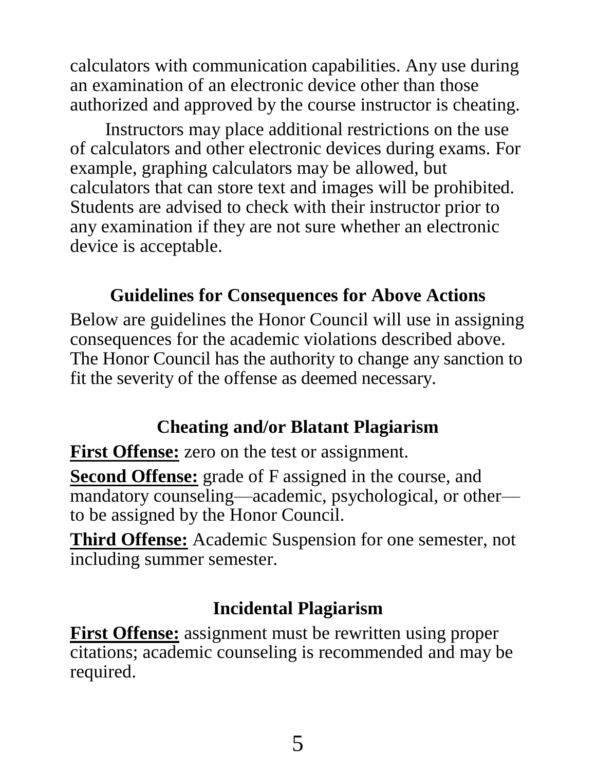calculators with communication capabilities. Any use during an examination of an electronic device other than those authorized and approved by the course instructor is cheating.

Instructors may place additional restrictions on the use of calculators and other electronic devices during exams. For example, graphing calculators may be allowed, but calculators that can store text and images will be prohibited. Students are advised to check with their instructor prior to any examination if they are not sure whether an electronic device is acceptable.

### Guidelines for Consequences for Above Actions

Below are guidelines the Honor Council will use in assigning consequences for the academic violations described above. The Honor Council has the authority to change any sanction to fit the severity of the offense as deemed necessary.

### Cheating and/or Blatant Plagiarism

**First Offense:** zero on the test or assignment.

**Second Offense:** grade of F assigned in the course, and mandatory counseling—academic, psychological, or other—to be assigned by the Honor Council.

**Third Offense:** Academic Suspension for one semester, not including summer semester.

### Incidental Plagiarism

**First Offense:** assignment must be rewritten using proper citations; academic counseling is recommended and may be required.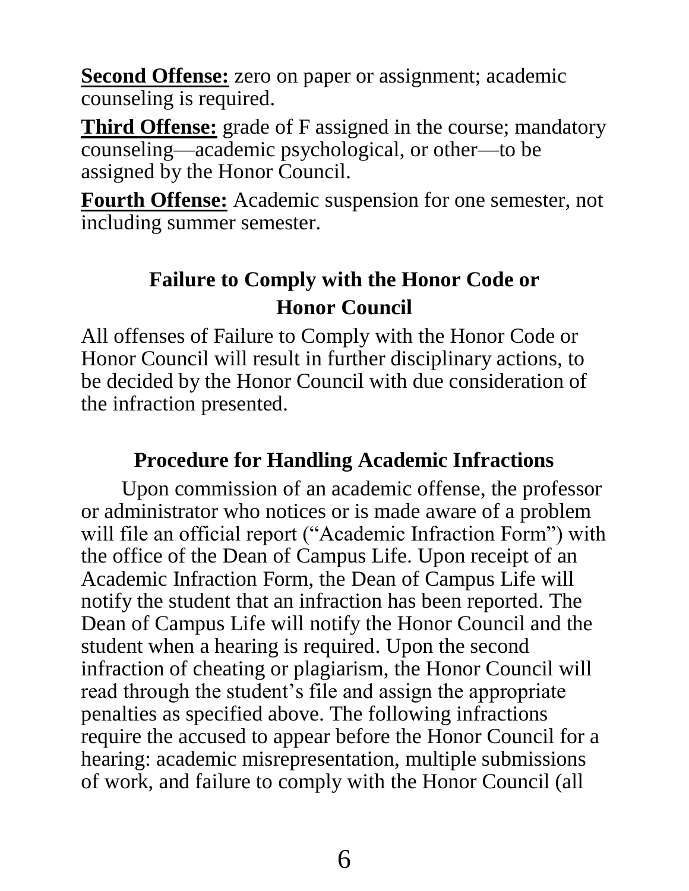**Second Offense:** zero on paper or assignment; academic counseling is required.

**Third Offense:** grade of F assigned in the course; mandatory counseling—academic psychological, or other—to be assigned by the Honor Council.

**Fourth Offense:** Academic suspension for one semester, not including summer semester.

## Failure to Comply with the Honor Code or Honor Council

All offenses of Failure to Comply with the Honor Code or Honor Council will result in further disciplinary actions, to be decided by the Honor Council with due consideration of the infraction presented.

## Procedure for Handling Academic Infractions

Upon commission of an academic offense, the professor or administrator who notices or is made aware of a problem will file an official report ("Academic Infraction Form") with the office of the Dean of Campus Life. Upon receipt of an Academic Infraction Form, the Dean of Campus Life will notify the student that an infraction has been reported. The Dean of Campus Life will notify the Honor Council and the student when a hearing is required. Upon the second infraction of cheating or plagiarism, the Honor Council will read through the student's file and assign the appropriate penalties as specified above. The following infractions require the accused to appear before the Honor Council for a hearing: academic misrepresentation, multiple submissions of work, and failure to comply with the Honor Council (all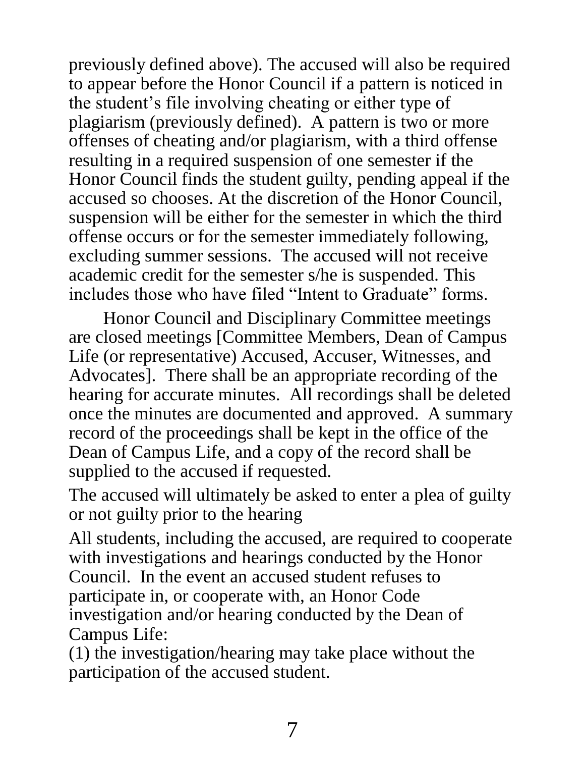previously defined above). The accused will also be required to appear before the Honor Council if a pattern is noticed in the student's file involving cheating or either type of plagiarism (previously defined). A pattern is two or more offenses of cheating and/or plagiarism, with a third offense resulting in a required suspension of one semester if the Honor Council finds the student guilty, pending appeal if the accused so chooses. At the discretion of the Honor Council, suspension will be either for the semester in which the third offense occurs or for the semester immediately following, excluding summer sessions. The accused will not receive academic credit for the semester s/he is suspended. This includes those who have filed "Intent to Graduate" forms.

Honor Council and Disciplinary Committee meetings are closed meetings [Committee Members, Dean of Campus Life (or representative) Accused, Accuser, Witnesses, and Advocates]. There shall be an appropriate recording of the hearing for accurate minutes. All recordings shall be deleted once the minutes are documented and approved. A summary record of the proceedings shall be kept in the office of the Dean of Campus Life, and a copy of the record shall be supplied to the accused if requested.

The accused will ultimately be asked to enter a plea of guilty or not guilty prior to the hearing

All students, including the accused, are required to cooperate with investigations and hearings conducted by the Honor Council. In the event an accused student refuses to participate in, or cooperate with, an Honor Code investigation and/or hearing conducted by the Dean of Campus Life:

(1) the investigation/hearing may take place without the participation of the accused student.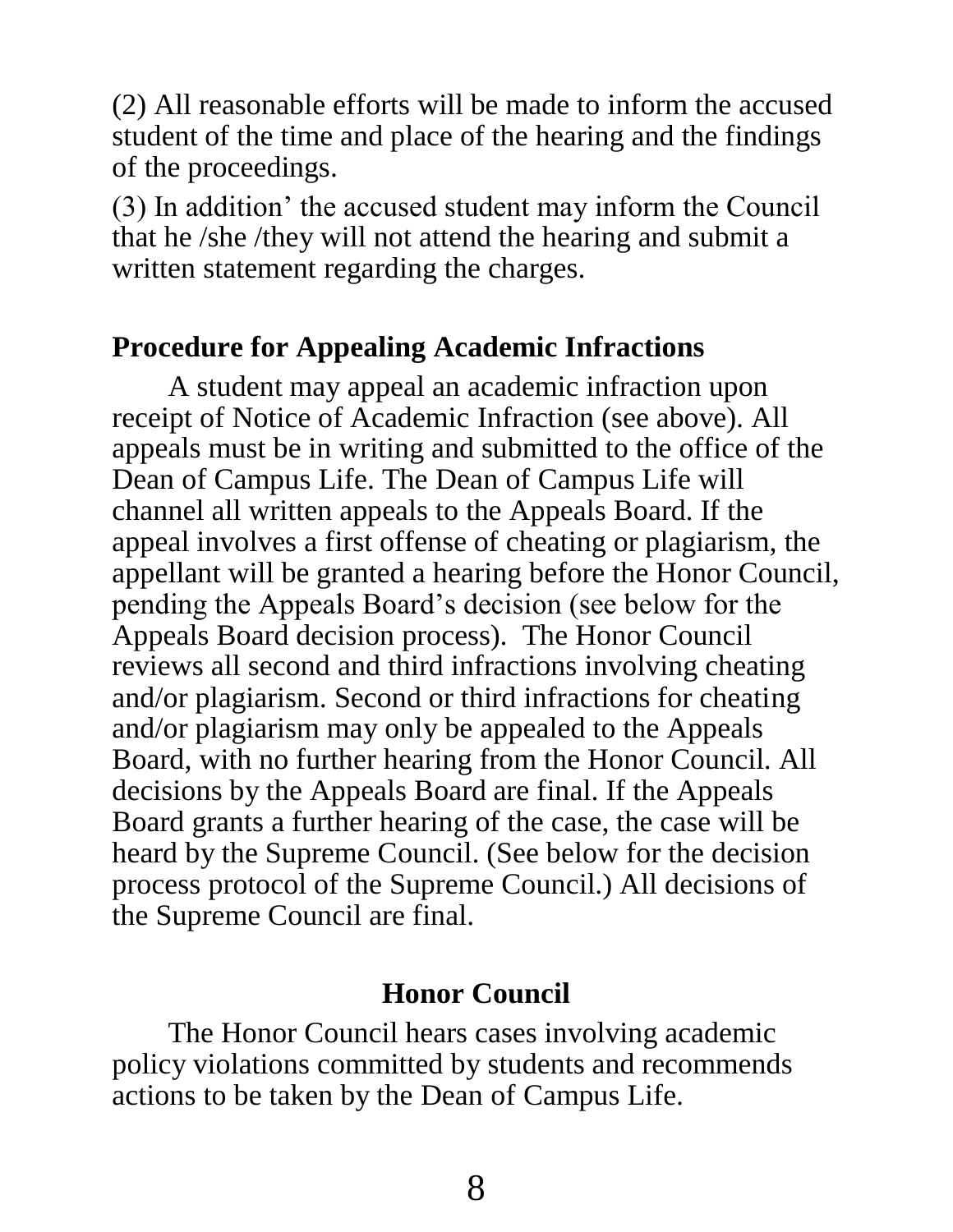(2) All reasonable efforts will be made to inform the accused student of the time and place of the hearing and the findings of the proceedings.

(3) In addition' the accused student may inform the Council that he /she /they will not attend the hearing and submit a written statement regarding the charges.

## Procedure for Appealing Academic Infractions

A student may appeal an academic infraction upon receipt of Notice of Academic Infraction (see above). All appeals must be in writing and submitted to the office of the Dean of Campus Life. The Dean of Campus Life will channel all written appeals to the Appeals Board. If the appeal involves a first offense of cheating or plagiarism, the appellant will be granted a hearing before the Honor Council, pending the Appeals Board's decision (see below for the Appeals Board decision process). The Honor Council reviews all second and third infractions involving cheating and/or plagiarism. Second or third infractions for cheating and/or plagiarism may only be appealed to the Appeals Board, with no further hearing from the Honor Council. All decisions by the Appeals Board are final. If the Appeals Board grants a further hearing of the case, the case will be heard by the Supreme Council. (See below for the decision process protocol of the Supreme Council.) All decisions of the Supreme Council are final.

## Honor Council

The Honor Council hears cases involving academic policy violations committed by students and recommends actions to be taken by the Dean of Campus Life.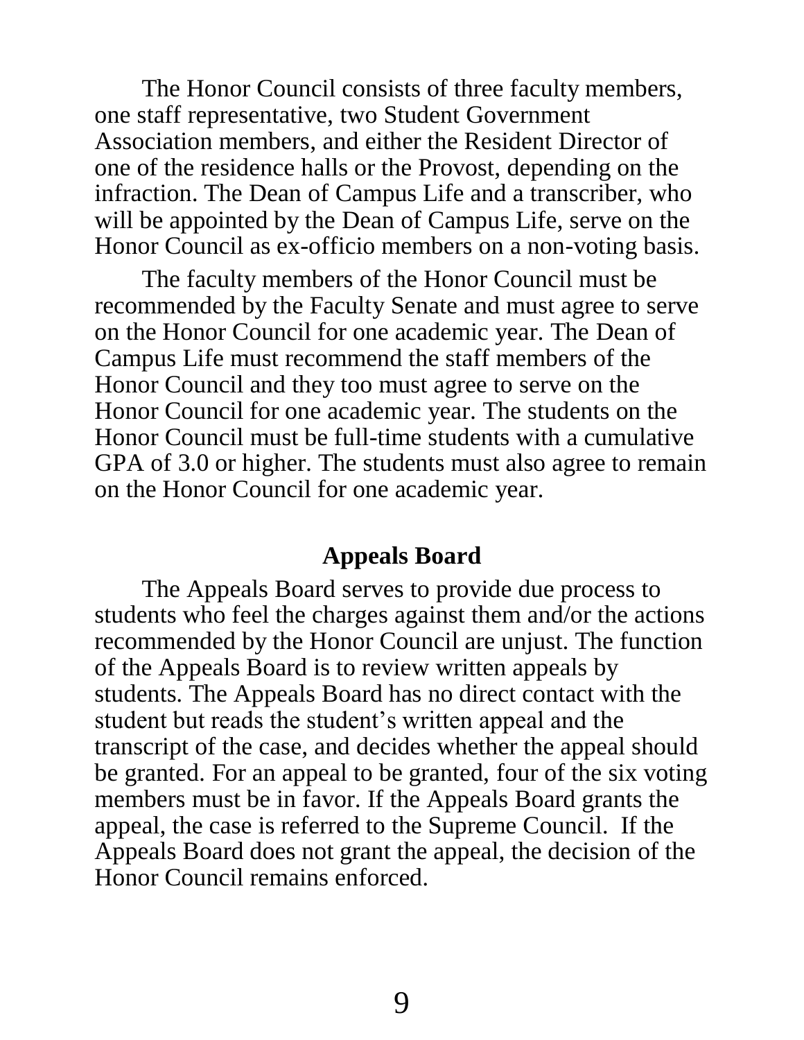The Honor Council consists of three faculty members, one staff representative, two Student Government Association members, and either the Resident Director of one of the residence halls or the Provost, depending on the infraction. The Dean of Campus Life and a transcriber, who will be appointed by the Dean of Campus Life, serve on the Honor Council as ex-officio members on a non-voting basis.

The faculty members of the Honor Council must be recommended by the Faculty Senate and must agree to serve on the Honor Council for one academic year. The Dean of Campus Life must recommend the staff members of the Honor Council and they too must agree to serve on the Honor Council for one academic year. The students on the Honor Council must be full-time students with a cumulative GPA of 3.0 or higher. The students must also agree to remain on the Honor Council for one academic year.

## Appeals Board

The Appeals Board serves to provide due process to students who feel the charges against them and/or the actions recommended by the Honor Council are unjust. The function of the Appeals Board is to review written appeals by students. The Appeals Board has no direct contact with the student but reads the student's written appeal and the transcript of the case, and decides whether the appeal should be granted. For an appeal to be granted, four of the six voting members must be in favor. If the Appeals Board grants the appeal, the case is referred to the Supreme Council. If the Appeals Board does not grant the appeal, the decision of the Honor Council remains enforced.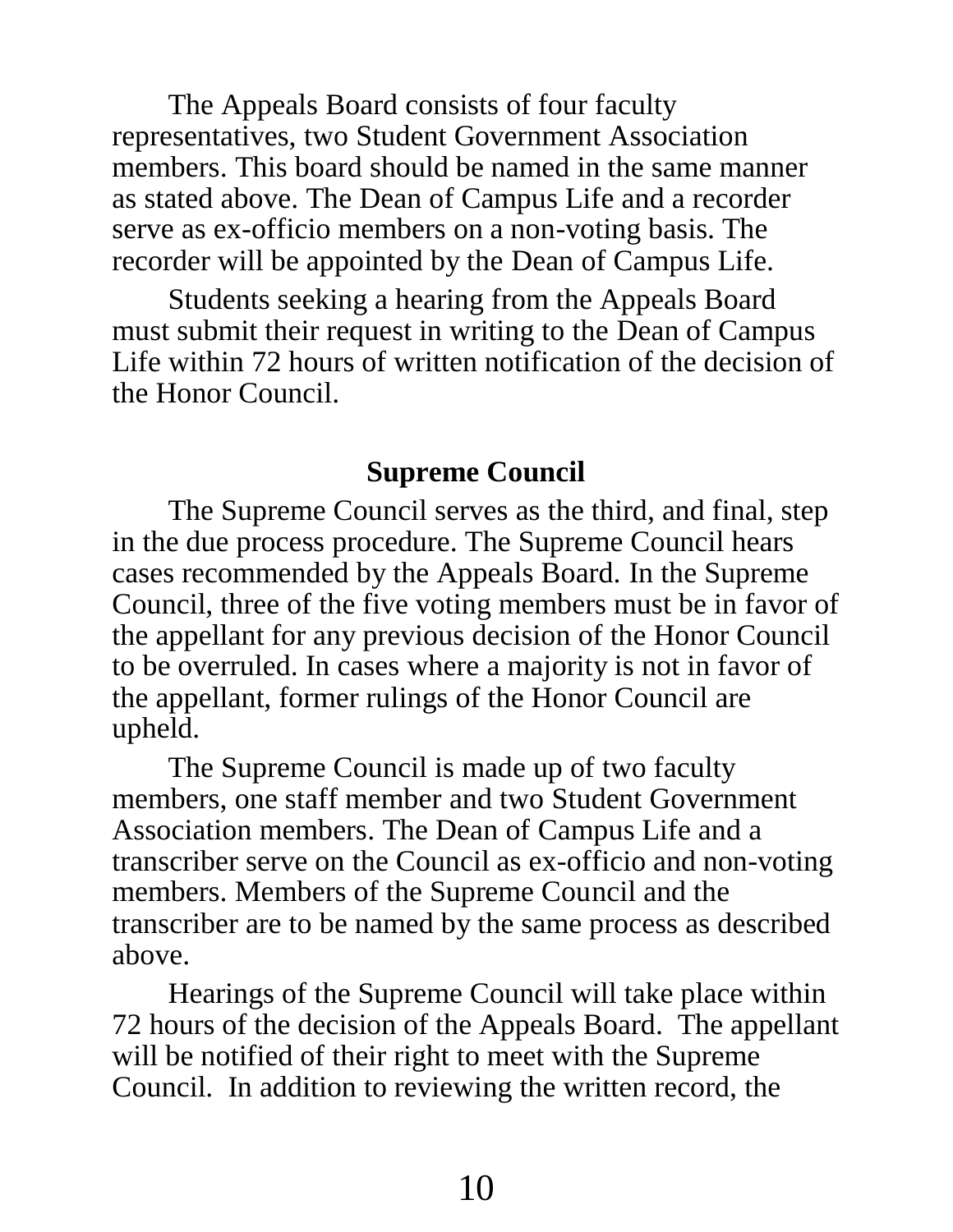The Appeals Board consists of four faculty representatives, two Student Government Association members. This board should be named in the same manner as stated above. The Dean of Campus Life and a recorder serve as ex-officio members on a non-voting basis. The recorder will be appointed by the Dean of Campus Life.

Students seeking a hearing from the Appeals Board must submit their request in writing to the Dean of Campus Life within 72 hours of written notification of the decision of the Honor Council.

## Supreme Council

The Supreme Council serves as the third, and final, step in the due process procedure. The Supreme Council hears cases recommended by the Appeals Board. In the Supreme Council, three of the five voting members must be in favor of the appellant for any previous decision of the Honor Council to be overruled. In cases where a majority is not in favor of the appellant, former rulings of the Honor Council are upheld.

The Supreme Council is made up of two faculty members, one staff member and two Student Government Association members. The Dean of Campus Life and a transcriber serve on the Council as ex-officio and non-voting members. Members of the Supreme Council and the transcriber are to be named by the same process as described above.

Hearings of the Supreme Council will take place within 72 hours of the decision of the Appeals Board. The appellant will be notified of their right to meet with the Supreme Council. In addition to reviewing the written record, the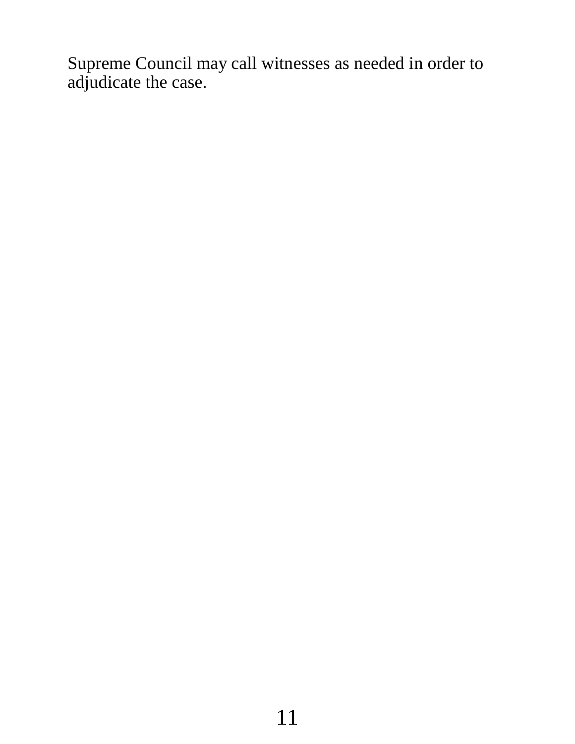Supreme Council may call witnesses as needed in order to adjudicate the case.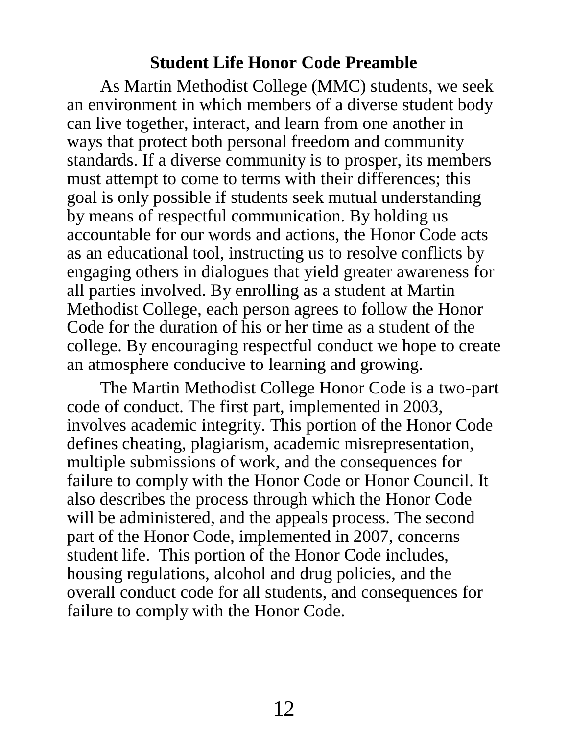## Student Life Honor Code Preamble

As Martin Methodist College (MMC) students, we seek an environment in which members of a diverse student body can live together, interact, and learn from one another in ways that protect both personal freedom and community standards. If a diverse community is to prosper, its members must attempt to come to terms with their differences; this goal is only possible if students seek mutual understanding by means of respectful communication. By holding us accountable for our words and actions, the Honor Code acts as an educational tool, instructing us to resolve conflicts by engaging others in dialogues that yield greater awareness for all parties involved. By enrolling as a student at Martin Methodist College, each person agrees to follow the Honor Code for the duration of his or her time as a student of the college. By encouraging respectful conduct we hope to create an atmosphere conducive to learning and growing.

The Martin Methodist College Honor Code is a two-part code of conduct. The first part, implemented in 2003, involves academic integrity. This portion of the Honor Code defines cheating, plagiarism, academic misrepresentation, multiple submissions of work, and the consequences for failure to comply with the Honor Code or Honor Council. It also describes the process through which the Honor Code will be administered, and the appeals process. The second part of the Honor Code, implemented in 2007, concerns student life. This portion of the Honor Code includes, housing regulations, alcohol and drug policies, and the overall conduct code for all students, and consequences for failure to comply with the Honor Code.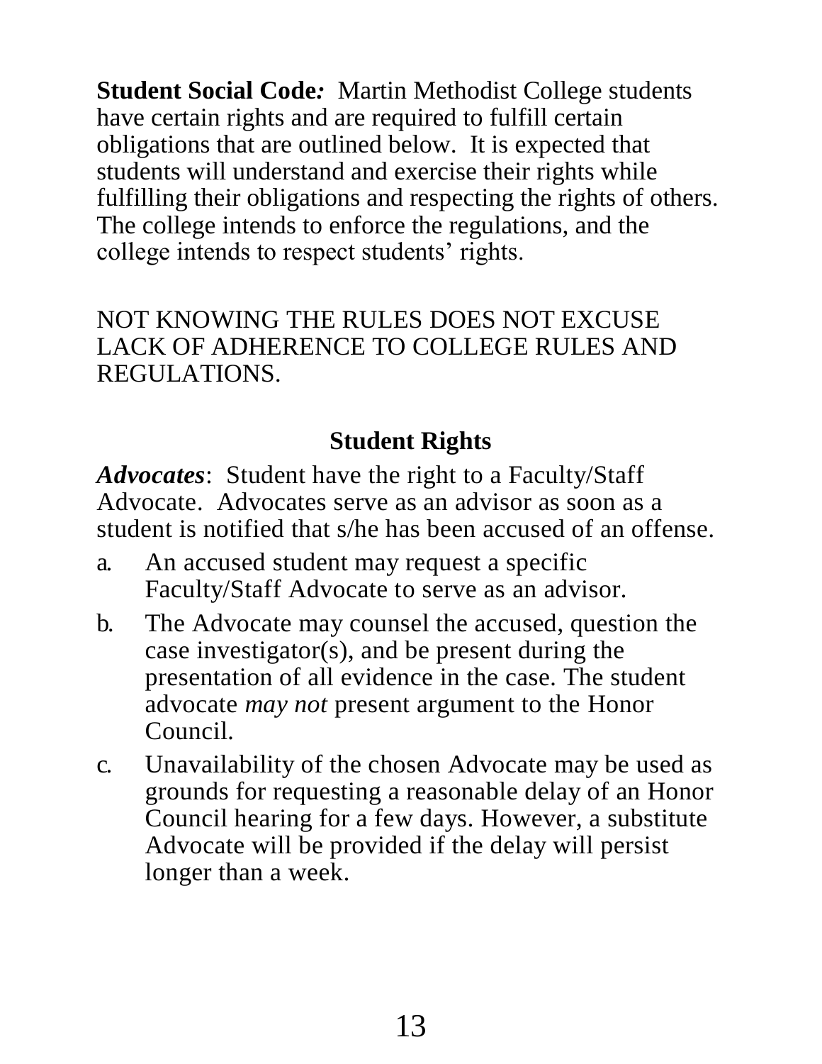**Student Social Code*:*** Martin Methodist College students have certain rights and are required to fulfill certain obligations that are outlined below. It is expected that students will understand and exercise their rights while fulfilling their obligations and respecting the rights of others. The college intends to enforce the regulations, and the college intends to respect students' rights.

NOT KNOWING THE RULES DOES NOT EXCUSE LACK OF ADHERENCE TO COLLEGE RULES AND REGULATIONS.

## Student Rights

***Advocates***: Student have the right to a Faculty/Staff Advocate. Advocates serve as an advisor as soon as a student is notified that s/he has been accused of an offense.

a. An accused student may request a specific Faculty/Staff Advocate to serve as an advisor.

b. The Advocate may counsel the accused, question the case investigator(s), and be present during the presentation of all evidence in the case. The student advocate *may not* present argument to the Honor Council.

c. Unavailability of the chosen Advocate may be used as grounds for requesting a reasonable delay of an Honor Council hearing for a few days. However, a substitute Advocate will be provided if the delay will persist longer than a week.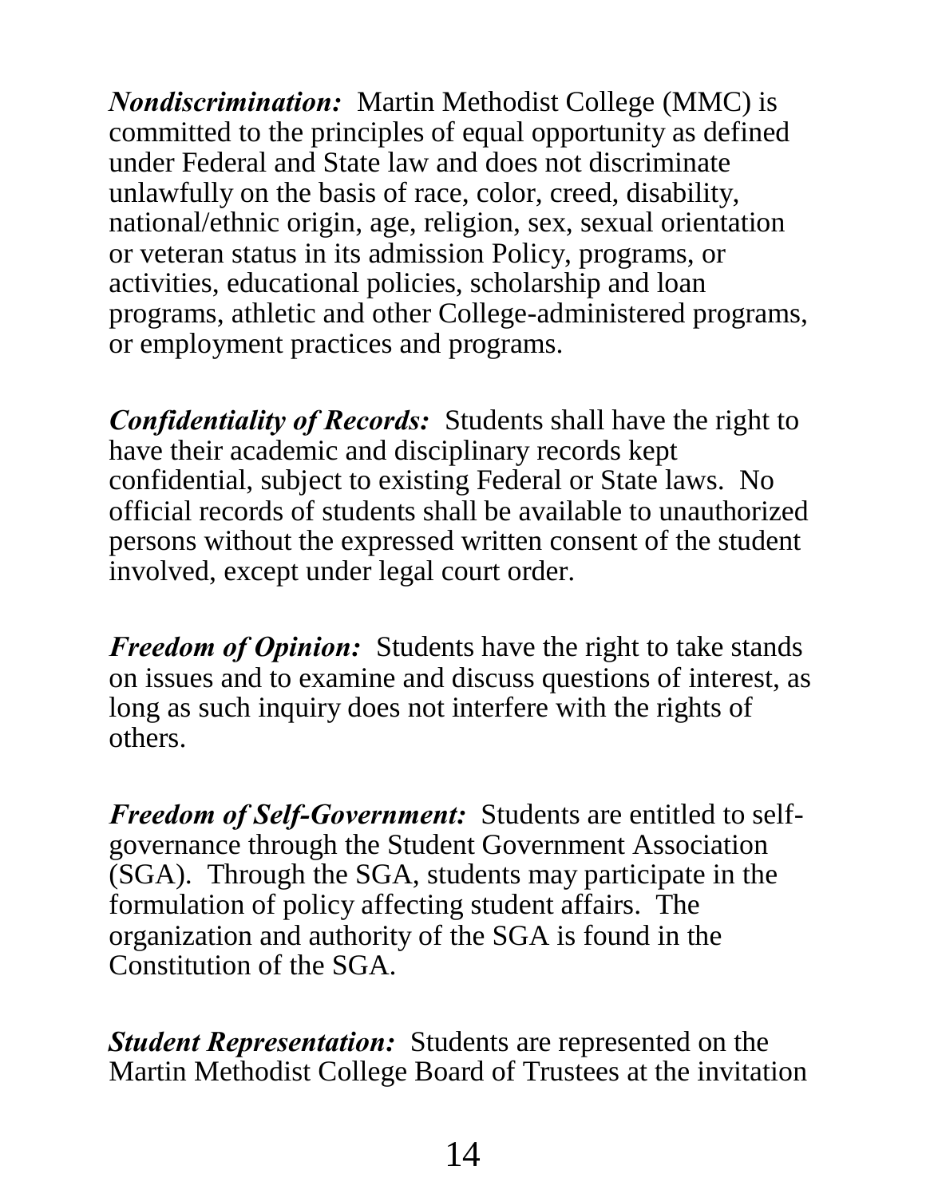***Nondiscrimination:*** Martin Methodist College (MMC) is committed to the principles of equal opportunity as defined under Federal and State law and does not discriminate unlawfully on the basis of race, color, creed, disability, national/ethnic origin, age, religion, sex, sexual orientation or veteran status in its admission Policy, programs, or activities, educational policies, scholarship and loan programs, athletic and other College-administered programs, or employment practices and programs.

***Confidentiality of Records:*** Students shall have the right to have their academic and disciplinary records kept confidential, subject to existing Federal or State laws. No official records of students shall be available to unauthorized persons without the expressed written consent of the student involved, except under legal court order.

***Freedom of Opinion:*** Students have the right to take stands on issues and to examine and discuss questions of interest, as long as such inquiry does not interfere with the rights of others.

***Freedom of Self-Government:*** Students are entitled to self-governance through the Student Government Association (SGA). Through the SGA, students may participate in the formulation of policy affecting student affairs. The organization and authority of the SGA is found in the Constitution of the SGA.

***Student Representation:*** Students are represented on the Martin Methodist College Board of Trustees at the invitation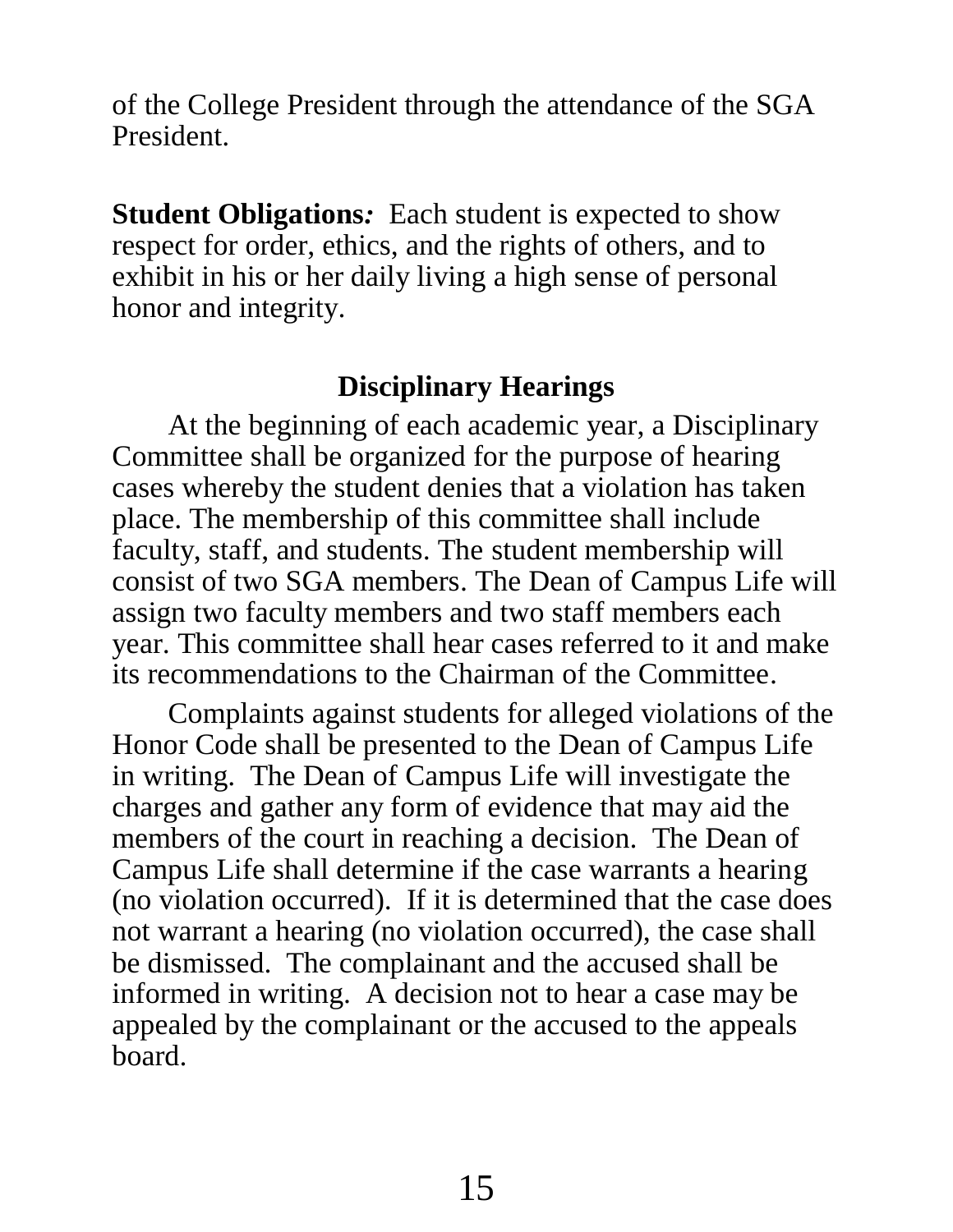of the College President through the attendance of the SGA President.

**Student Obligations:** Each student is expected to show respect for order, ethics, and the rights of others, and to exhibit in his or her daily living a high sense of personal honor and integrity.

## Disciplinary Hearings

At the beginning of each academic year, a Disciplinary Committee shall be organized for the purpose of hearing cases whereby the student denies that a violation has taken place. The membership of this committee shall include faculty, staff, and students. The student membership will consist of two SGA members. The Dean of Campus Life will assign two faculty members and two staff members each year. This committee shall hear cases referred to it and make its recommendations to the Chairman of the Committee.

Complaints against students for alleged violations of the Honor Code shall be presented to the Dean of Campus Life in writing. The Dean of Campus Life will investigate the charges and gather any form of evidence that may aid the members of the court in reaching a decision. The Dean of Campus Life shall determine if the case warrants a hearing (no violation occurred). If it is determined that the case does not warrant a hearing (no violation occurred), the case shall be dismissed. The complainant and the accused shall be informed in writing. A decision not to hear a case may be appealed by the complainant or the accused to the appeals board.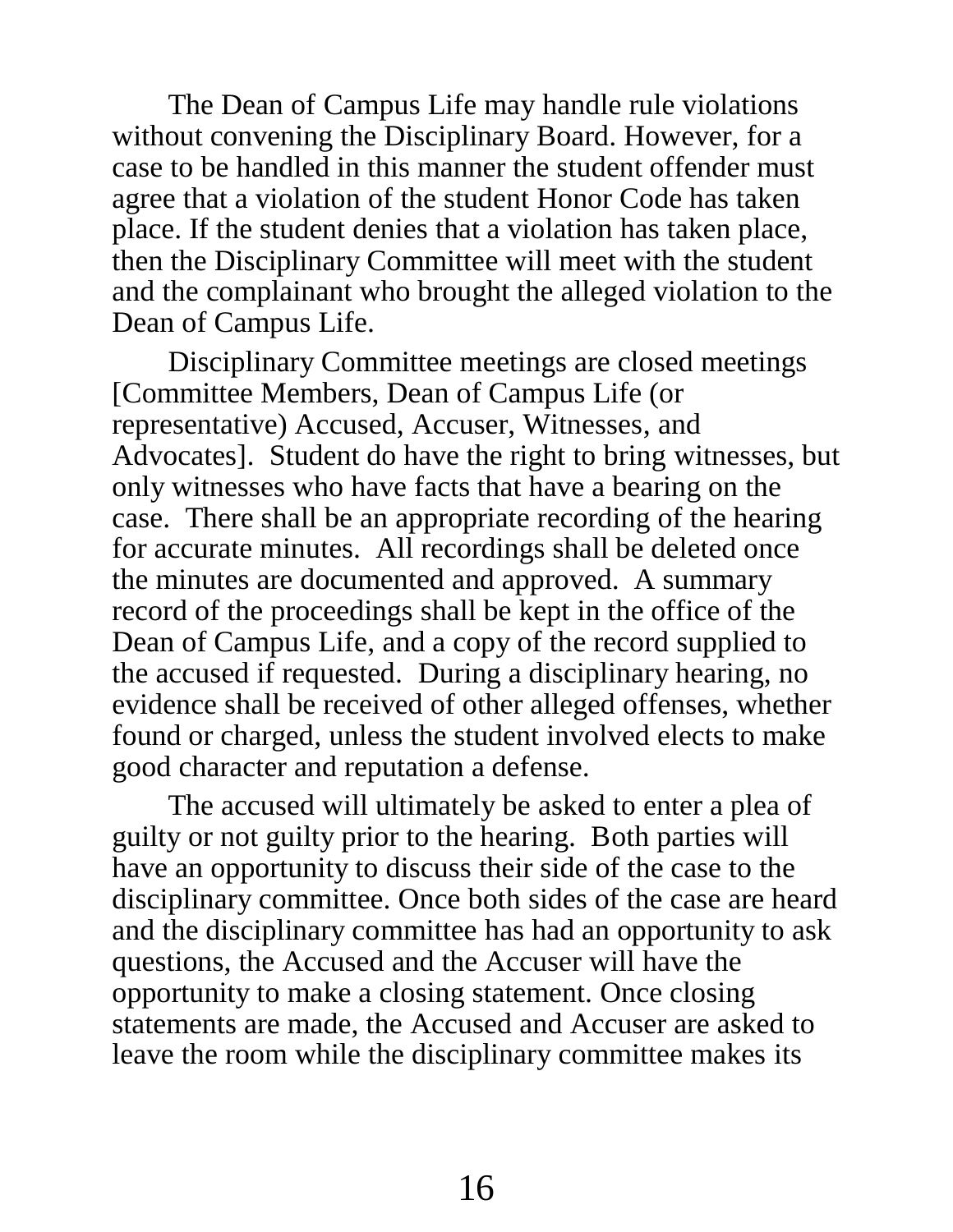The Dean of Campus Life may handle rule violations without convening the Disciplinary Board. However, for a case to be handled in this manner the student offender must agree that a violation of the student Honor Code has taken place. If the student denies that a violation has taken place, then the Disciplinary Committee will meet with the student and the complainant who brought the alleged violation to the Dean of Campus Life.

Disciplinary Committee meetings are closed meetings [Committee Members, Dean of Campus Life (or representative) Accused, Accuser, Witnesses, and Advocates]. Student do have the right to bring witnesses, but only witnesses who have facts that have a bearing on the case. There shall be an appropriate recording of the hearing for accurate minutes. All recordings shall be deleted once the minutes are documented and approved. A summary record of the proceedings shall be kept in the office of the Dean of Campus Life, and a copy of the record supplied to the accused if requested. During a disciplinary hearing, no evidence shall be received of other alleged offenses, whether found or charged, unless the student involved elects to make good character and reputation a defense.

The accused will ultimately be asked to enter a plea of guilty or not guilty prior to the hearing. Both parties will have an opportunity to discuss their side of the case to the disciplinary committee. Once both sides of the case are heard and the disciplinary committee has had an opportunity to ask questions, the Accused and the Accuser will have the opportunity to make a closing statement. Once closing statements are made, the Accused and Accuser are asked to leave the room while the disciplinary committee makes its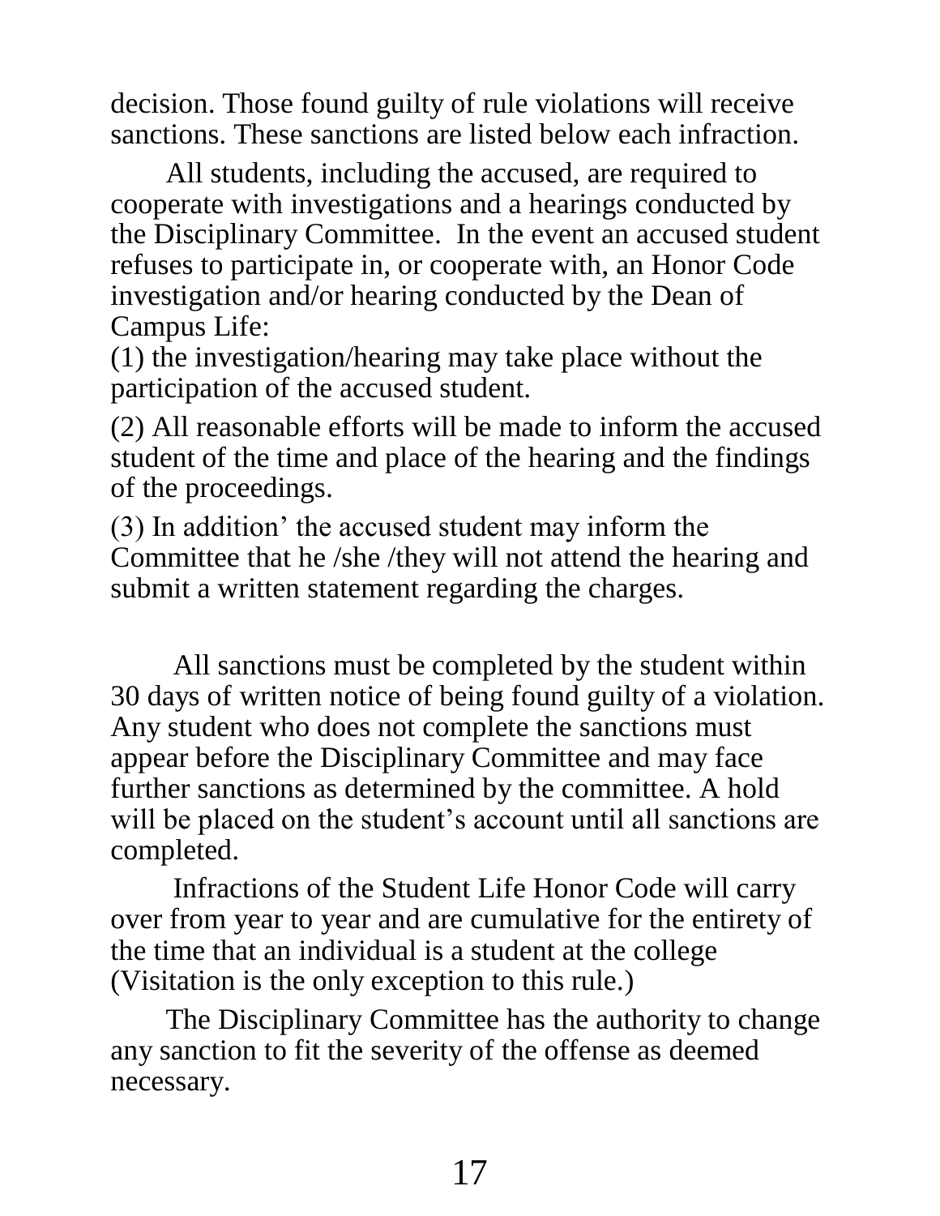decision. Those found guilty of rule violations will receive sanctions. These sanctions are listed below each infraction.

All students, including the accused, are required to cooperate with investigations and a hearings conducted by the Disciplinary Committee. In the event an accused student refuses to participate in, or cooperate with, an Honor Code investigation and/or hearing conducted by the Dean of Campus Life:

(1) the investigation/hearing may take place without the participation of the accused student.

(2) All reasonable efforts will be made to inform the accused student of the time and place of the hearing and the findings of the proceedings.

(3) In addition' the accused student may inform the Committee that he /she /they will not attend the hearing and submit a written statement regarding the charges.

All sanctions must be completed by the student within 30 days of written notice of being found guilty of a violation. Any student who does not complete the sanctions must appear before the Disciplinary Committee and may face further sanctions as determined by the committee. A hold will be placed on the student's account until all sanctions are completed.

Infractions of the Student Life Honor Code will carry over from year to year and are cumulative for the entirety of the time that an individual is a student at the college (Visitation is the only exception to this rule.)

The Disciplinary Committee has the authority to change any sanction to fit the severity of the offense as deemed necessary.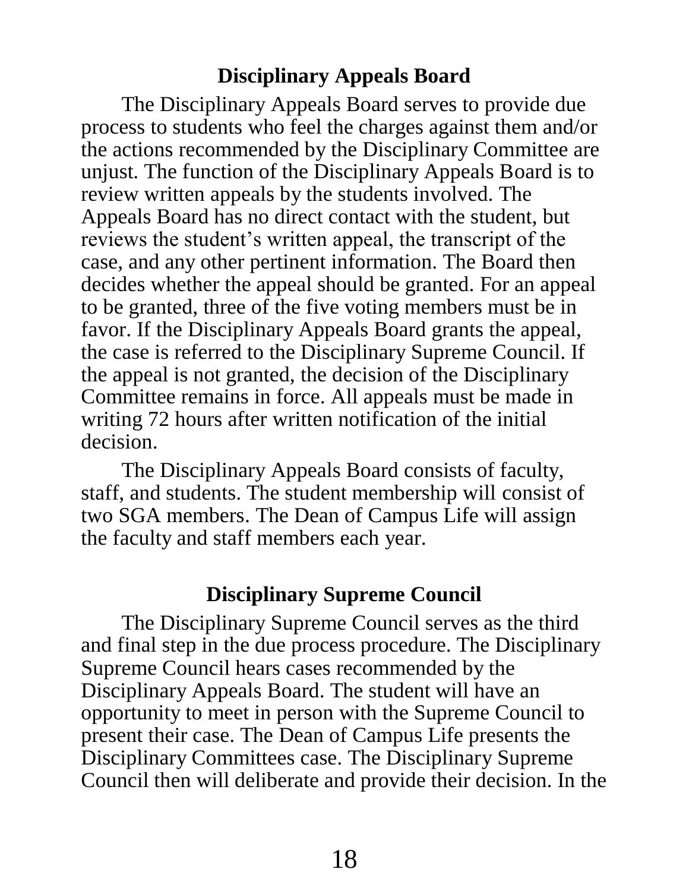## Disciplinary Appeals Board

The Disciplinary Appeals Board serves to provide due process to students who feel the charges against them and/or the actions recommended by the Disciplinary Committee are unjust. The function of the Disciplinary Appeals Board is to review written appeals by the students involved. The Appeals Board has no direct contact with the student, but reviews the student's written appeal, the transcript of the case, and any other pertinent information. The Board then decides whether the appeal should be granted. For an appeal to be granted, three of the five voting members must be in favor. If the Disciplinary Appeals Board grants the appeal, the case is referred to the Disciplinary Supreme Council. If the appeal is not granted, the decision of the Disciplinary Committee remains in force. All appeals must be made in writing 72 hours after written notification of the initial decision.

The Disciplinary Appeals Board consists of faculty, staff, and students. The student membership will consist of two SGA members. The Dean of Campus Life will assign the faculty and staff members each year.

## Disciplinary Supreme Council

The Disciplinary Supreme Council serves as the third and final step in the due process procedure. The Disciplinary Supreme Council hears cases recommended by the Disciplinary Appeals Board. The student will have an opportunity to meet in person with the Supreme Council to present their case. The Dean of Campus Life presents the Disciplinary Committees case. The Disciplinary Supreme Council then will deliberate and provide their decision. In the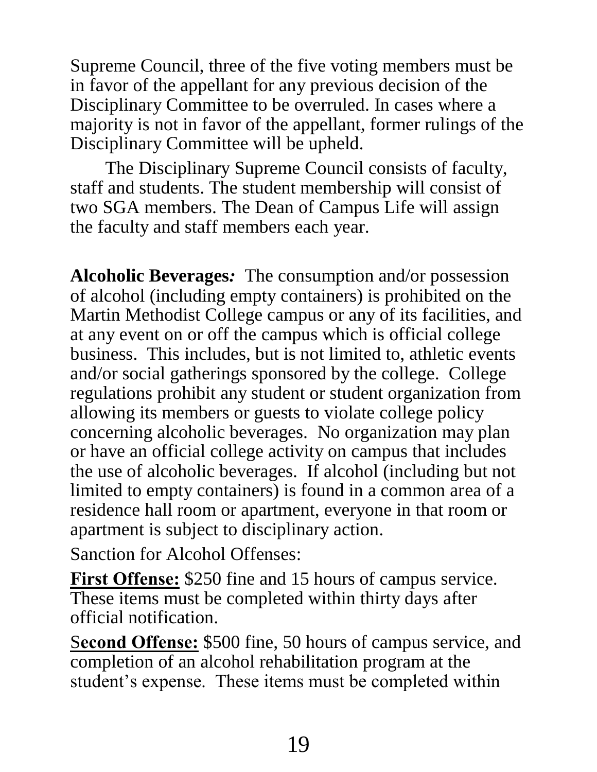Supreme Council, three of the five voting members must be in favor of the appellant for any previous decision of the Disciplinary Committee to be overruled. In cases where a majority is not in favor of the appellant, former rulings of the Disciplinary Committee will be upheld.

The Disciplinary Supreme Council consists of faculty, staff and students. The student membership will consist of two SGA members. The Dean of Campus Life will assign the faculty and staff members each year.

**Alcoholic Beverages***:* The consumption and/or possession of alcohol (including empty containers) is prohibited on the Martin Methodist College campus or any of its facilities, and at any event on or off the campus which is official college business. This includes, but is not limited to, athletic events and/or social gatherings sponsored by the college. College regulations prohibit any student or student organization from allowing its members or guests to violate college policy concerning alcoholic beverages. No organization may plan or have an official college activity on campus that includes the use of alcoholic beverages. If alcohol (including but not limited to empty containers) is found in a common area of a residence hall room or apartment, everyone in that room or apartment is subject to disciplinary action.

Sanction for Alcohol Offenses:

**First Offense:** $250 fine and 15 hours of campus service. These items must be completed within thirty days after official notification.

**Second Offense:** $500 fine, 50 hours of campus service, and completion of an alcohol rehabilitation program at the student's expense. These items must be completed within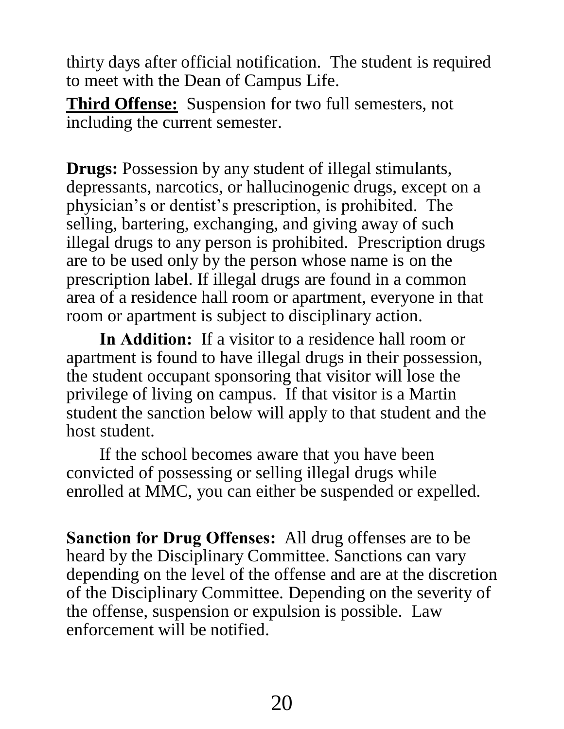thirty days after official notification. The student is required to meet with the Dean of Campus Life.

**Third Offense:** Suspension for two full semesters, not including the current semester.

**Drugs:** Possession by any student of illegal stimulants, depressants, narcotics, or hallucinogenic drugs, except on a physician's or dentist's prescription, is prohibited. The selling, bartering, exchanging, and giving away of such illegal drugs to any person is prohibited. Prescription drugs are to be used only by the person whose name is on the prescription label. If illegal drugs are found in a common area of a residence hall room or apartment, everyone in that room or apartment is subject to disciplinary action.

**In Addition:** If a visitor to a residence hall room or apartment is found to have illegal drugs in their possession, the student occupant sponsoring that visitor will lose the privilege of living on campus. If that visitor is a Martin student the sanction below will apply to that student and the host student.

If the school becomes aware that you have been convicted of possessing or selling illegal drugs while enrolled at MMC, you can either be suspended or expelled.

**Sanction for Drug Offenses:** All drug offenses are to be heard by the Disciplinary Committee. Sanctions can vary depending on the level of the offense and are at the discretion of the Disciplinary Committee. Depending on the severity of the offense, suspension or expulsion is possible. Law enforcement will be notified.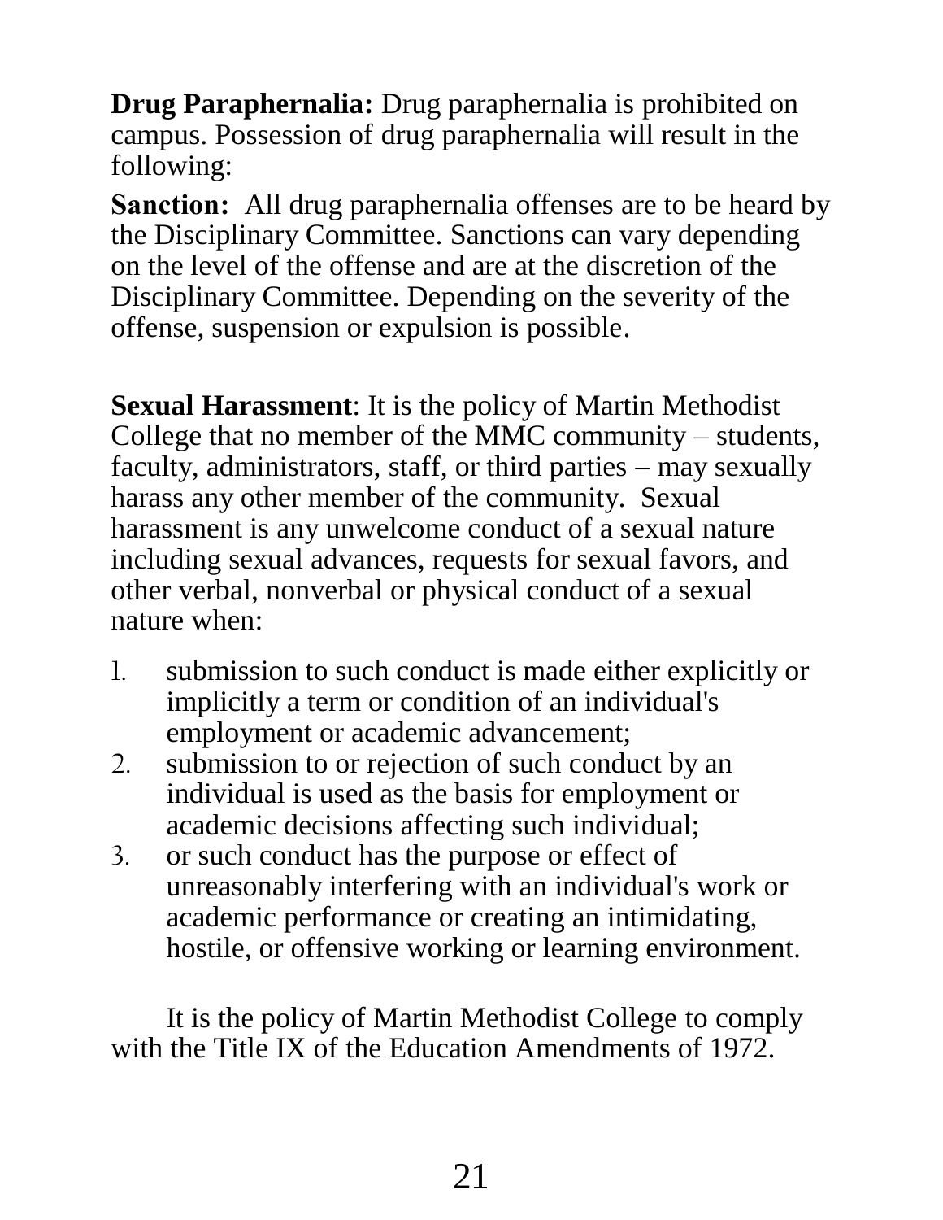**Drug Paraphernalia:** Drug paraphernalia is prohibited on campus. Possession of drug paraphernalia will result in the following:

**Sanction:** All drug paraphernalia offenses are to be heard by the Disciplinary Committee. Sanctions can vary depending on the level of the offense and are at the discretion of the Disciplinary Committee. Depending on the severity of the offense, suspension or expulsion is possible.

**Sexual Harassment**: It is the policy of Martin Methodist College that no member of the MMC community – students, faculty, administrators, staff, or third parties – may sexually harass any other member of the community. Sexual harassment is any unwelcome conduct of a sexual nature including sexual advances, requests for sexual favors, and other verbal, nonverbal or physical conduct of a sexual nature when:

1. submission to such conduct is made either explicitly or implicitly a term or condition of an individual's employment or academic advancement;
2. submission to or rejection of such conduct by an individual is used as the basis for employment or academic decisions affecting such individual;
3. or such conduct has the purpose or effect of unreasonably interfering with an individual's work or academic performance or creating an intimidating, hostile, or offensive working or learning environment.

It is the policy of Martin Methodist College to comply with the Title IX of the Education Amendments of 1972.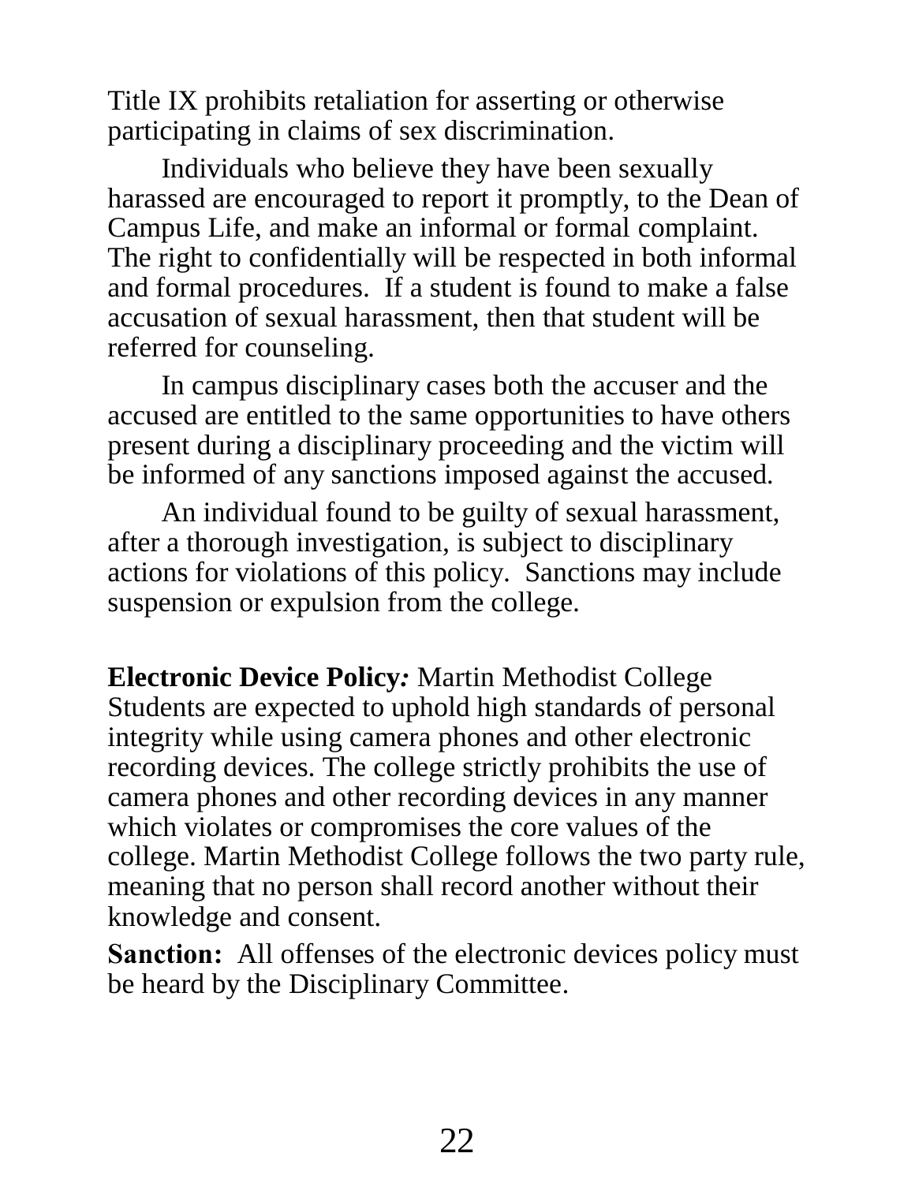Title IX prohibits retaliation for asserting or otherwise participating in claims of sex discrimination.

Individuals who believe they have been sexually harassed are encouraged to report it promptly, to the Dean of Campus Life, and make an informal or formal complaint. The right to confidentially will be respected in both informal and formal procedures. If a student is found to make a false accusation of sexual harassment, then that student will be referred for counseling.

In campus disciplinary cases both the accuser and the accused are entitled to the same opportunities to have others present during a disciplinary proceeding and the victim will be informed of any sanctions imposed against the accused.

An individual found to be guilty of sexual harassment, after a thorough investigation, is subject to disciplinary actions for violations of this policy. Sanctions may include suspension or expulsion from the college.

**Electronic Device Policy*:*** Martin Methodist College Students are expected to uphold high standards of personal integrity while using camera phones and other electronic recording devices. The college strictly prohibits the use of camera phones and other recording devices in any manner which violates or compromises the core values of the college. Martin Methodist College follows the two party rule, meaning that no person shall record another without their knowledge and consent.

**Sanction:** All offenses of the electronic devices policy must be heard by the Disciplinary Committee.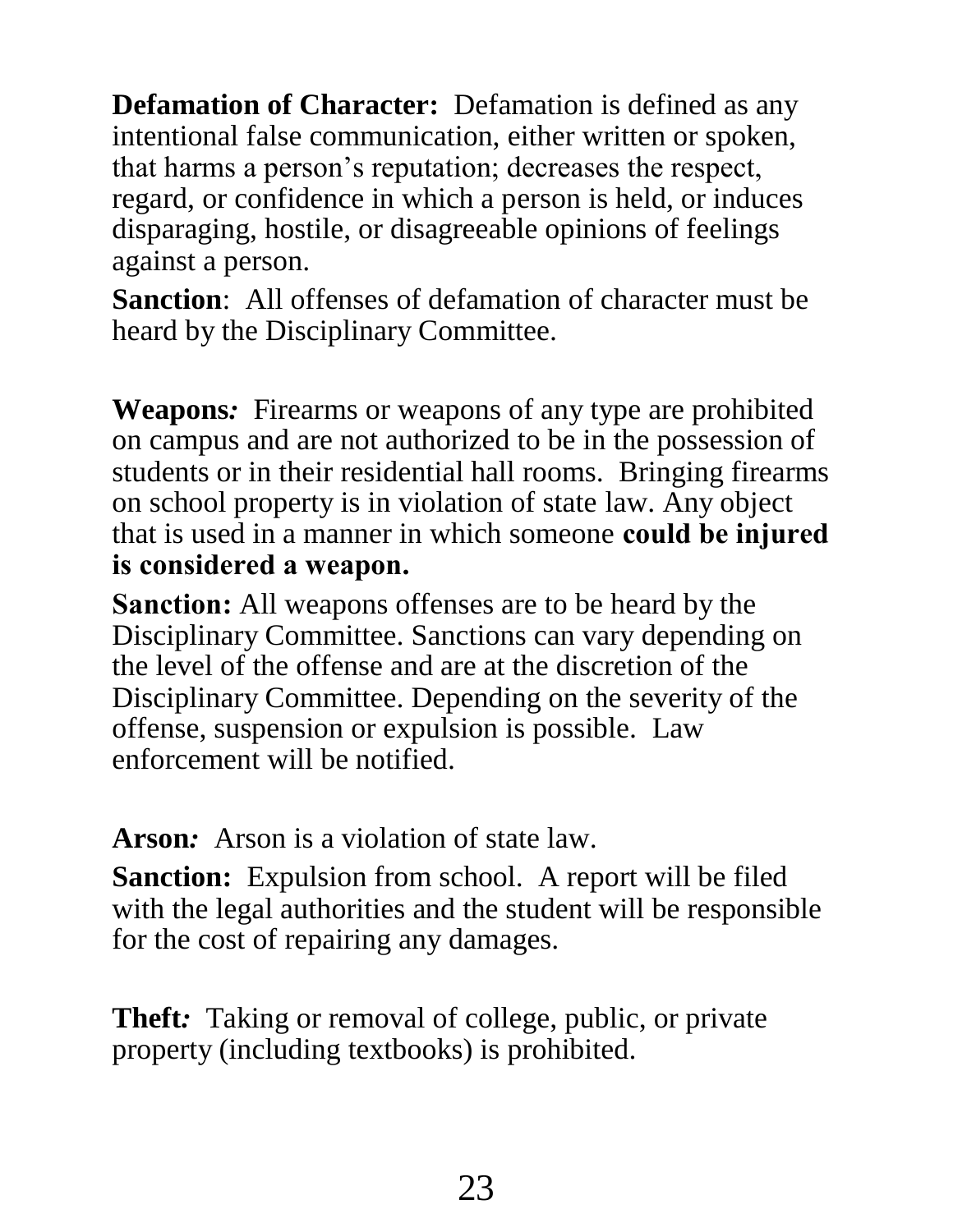**Defamation of Character:** Defamation is defined as any intentional false communication, either written or spoken, that harms a person's reputation; decreases the respect, regard, or confidence in which a person is held, or induces disparaging, hostile, or disagreeable opinions of feelings against a person.

**Sanction**: All offenses of defamation of character must be heard by the Disciplinary Committee.

**Weapons***:* Firearms or weapons of any type are prohibited on campus and are not authorized to be in the possession of students or in their residential hall rooms. Bringing firearms on school property is in violation of state law. Any object that is used in a manner in which someone **could be injured is considered a weapon.**

**Sanction:** All weapons offenses are to be heard by the Disciplinary Committee. Sanctions can vary depending on the level of the offense and are at the discretion of the Disciplinary Committee. Depending on the severity of the offense, suspension or expulsion is possible. Law enforcement will be notified.

**Arson***:* Arson is a violation of state law.

**Sanction:** Expulsion from school. A report will be filed with the legal authorities and the student will be responsible for the cost of repairing any damages.

**Theft***:* Taking or removal of college, public, or private property (including textbooks) is prohibited.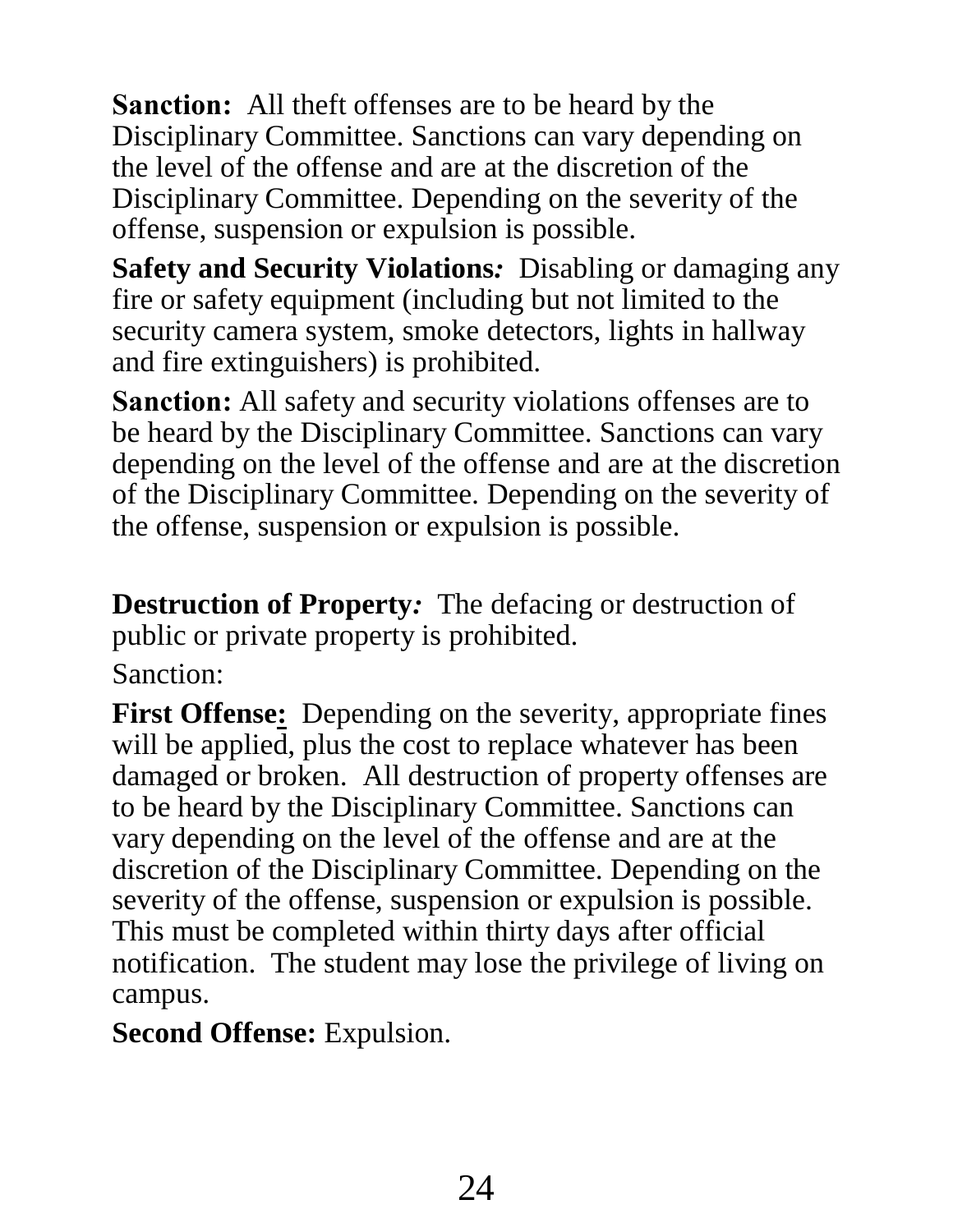**Sanction:** All theft offenses are to be heard by the Disciplinary Committee. Sanctions can vary depending on the level of the offense and are at the discretion of the Disciplinary Committee. Depending on the severity of the offense, suspension or expulsion is possible.

**Safety and Security Violations*:*** Disabling or damaging any fire or safety equipment (including but not limited to the security camera system, smoke detectors, lights in hallway and fire extinguishers) is prohibited.

**Sanction:** All safety and security violations offenses are to be heard by the Disciplinary Committee. Sanctions can vary depending on the level of the offense and are at the discretion of the Disciplinary Committee. Depending on the severity of the offense, suspension or expulsion is possible.

**Destruction of Property*:*** The defacing or destruction of public or private property is prohibited.

Sanction:

**First Offense:** Depending on the severity, appropriate fines will be applied, plus the cost to replace whatever has been damaged or broken. All destruction of property offenses are to be heard by the Disciplinary Committee. Sanctions can vary depending on the level of the offense and are at the discretion of the Disciplinary Committee. Depending on the severity of the offense, suspension or expulsion is possible. This must be completed within thirty days after official notification. The student may lose the privilege of living on campus.

**Second Offense:** Expulsion.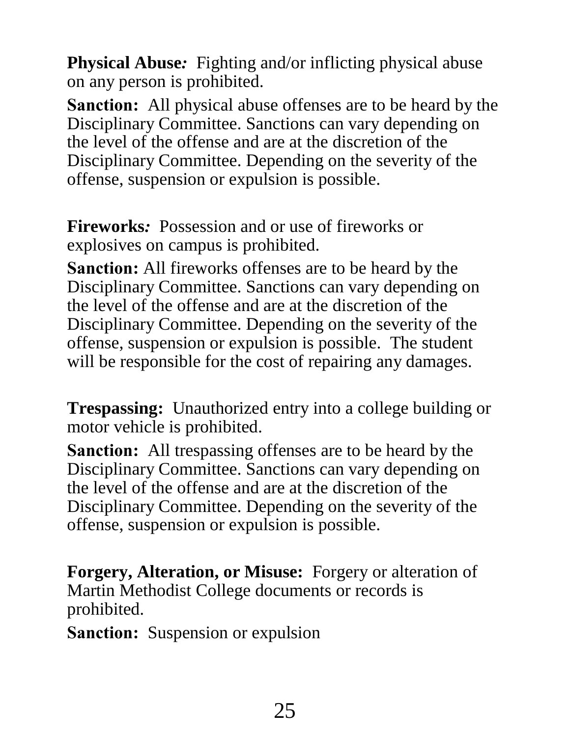**Physical Abuse*:*** Fighting and/or inflicting physical abuse on any person is prohibited.

**Sanction:** All physical abuse offenses are to be heard by the Disciplinary Committee. Sanctions can vary depending on the level of the offense and are at the discretion of the Disciplinary Committee. Depending on the severity of the offense, suspension or expulsion is possible.

**Fireworks*:*** Possession and or use of fireworks or explosives on campus is prohibited.

**Sanction:** All fireworks offenses are to be heard by the Disciplinary Committee. Sanctions can vary depending on the level of the offense and are at the discretion of the Disciplinary Committee. Depending on the severity of the offense, suspension or expulsion is possible. The student will be responsible for the cost of repairing any damages.

**Trespassing:** Unauthorized entry into a college building or motor vehicle is prohibited.

**Sanction:** All trespassing offenses are to be heard by the Disciplinary Committee. Sanctions can vary depending on the level of the offense and are at the discretion of the Disciplinary Committee. Depending on the severity of the offense, suspension or expulsion is possible.

**Forgery, Alteration, or Misuse:** Forgery or alteration of Martin Methodist College documents or records is prohibited.

**Sanction:** Suspension or expulsion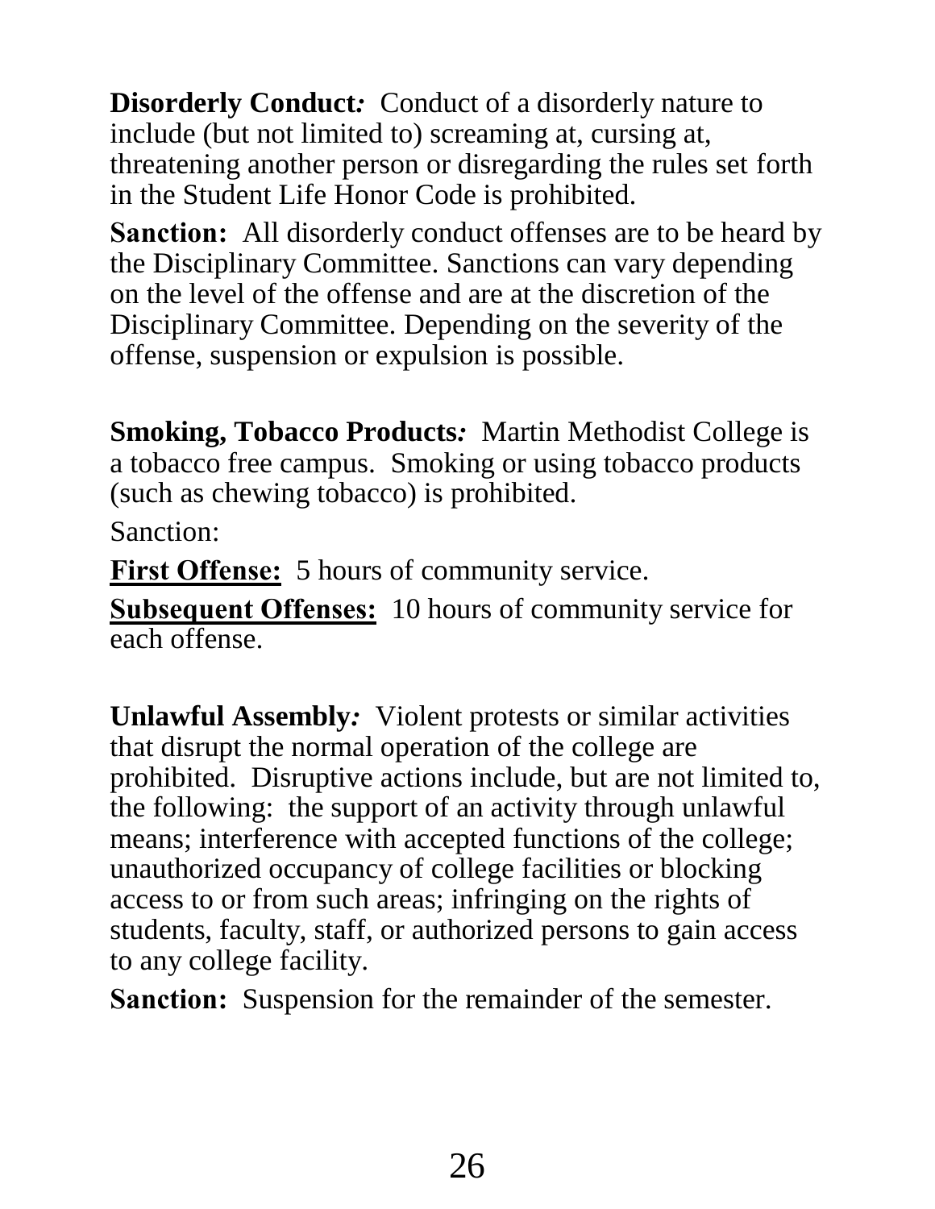**Disorderly Conduct*:*** Conduct of a disorderly nature to include (but not limited to) screaming at, cursing at, threatening another person or disregarding the rules set forth in the Student Life Honor Code is prohibited.

**Sanction:** All disorderly conduct offenses are to be heard by the Disciplinary Committee. Sanctions can vary depending on the level of the offense and are at the discretion of the Disciplinary Committee. Depending on the severity of the offense, suspension or expulsion is possible.

**Smoking, Tobacco Products*:*** Martin Methodist College is a tobacco free campus. Smoking or using tobacco products (such as chewing tobacco) is prohibited.

Sanction:

<u>**First Offense:**</u> 5 hours of community service.

<u>**Subsequent Offenses:**</u> 10 hours of community service for each offense.

**Unlawful Assembly*:*** Violent protests or similar activities that disrupt the normal operation of the college are prohibited. Disruptive actions include, but are not limited to, the following: the support of an activity through unlawful means; interference with accepted functions of the college; unauthorized occupancy of college facilities or blocking access to or from such areas; infringing on the rights of students, faculty, staff, or authorized persons to gain access to any college facility.

**Sanction:** Suspension for the remainder of the semester.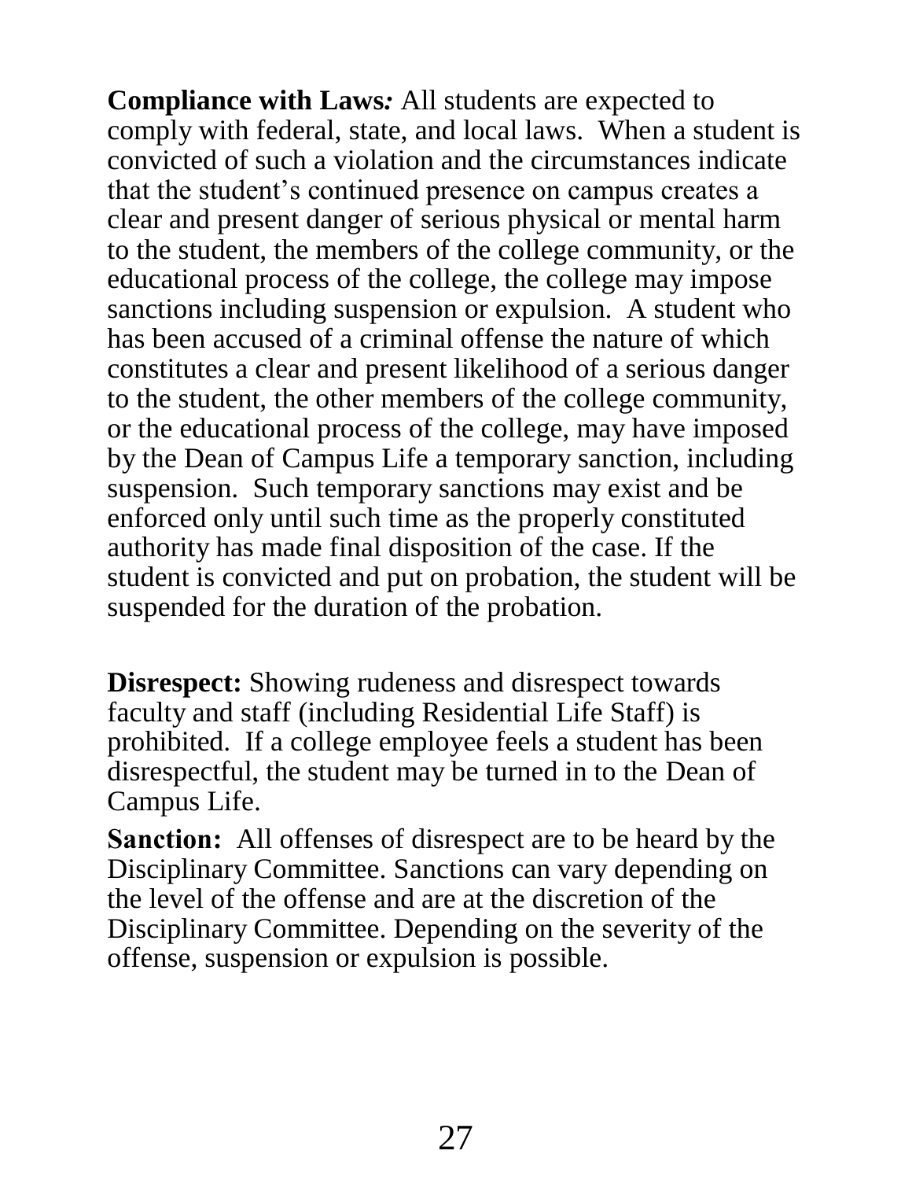**Compliance with Laws***:* All students are expected to comply with federal, state, and local laws. When a student is convicted of such a violation and the circumstances indicate that the student's continued presence on campus creates a clear and present danger of serious physical or mental harm to the student, the members of the college community, or the educational process of the college, the college may impose sanctions including suspension or expulsion. A student who has been accused of a criminal offense the nature of which constitutes a clear and present likelihood of a serious danger to the student, the other members of the college community, or the educational process of the college, may have imposed by the Dean of Campus Life a temporary sanction, including suspension. Such temporary sanctions may exist and be enforced only until such time as the properly constituted authority has made final disposition of the case. If the student is convicted and put on probation, the student will be suspended for the duration of the probation.

**Disrespect:** Showing rudeness and disrespect towards faculty and staff (including Residential Life Staff) is prohibited. If a college employee feels a student has been disrespectful, the student may be turned in to the Dean of Campus Life.

**Sanction:** All offenses of disrespect are to be heard by the Disciplinary Committee. Sanctions can vary depending on the level of the offense and are at the discretion of the Disciplinary Committee. Depending on the severity of the offense, suspension or expulsion is possible.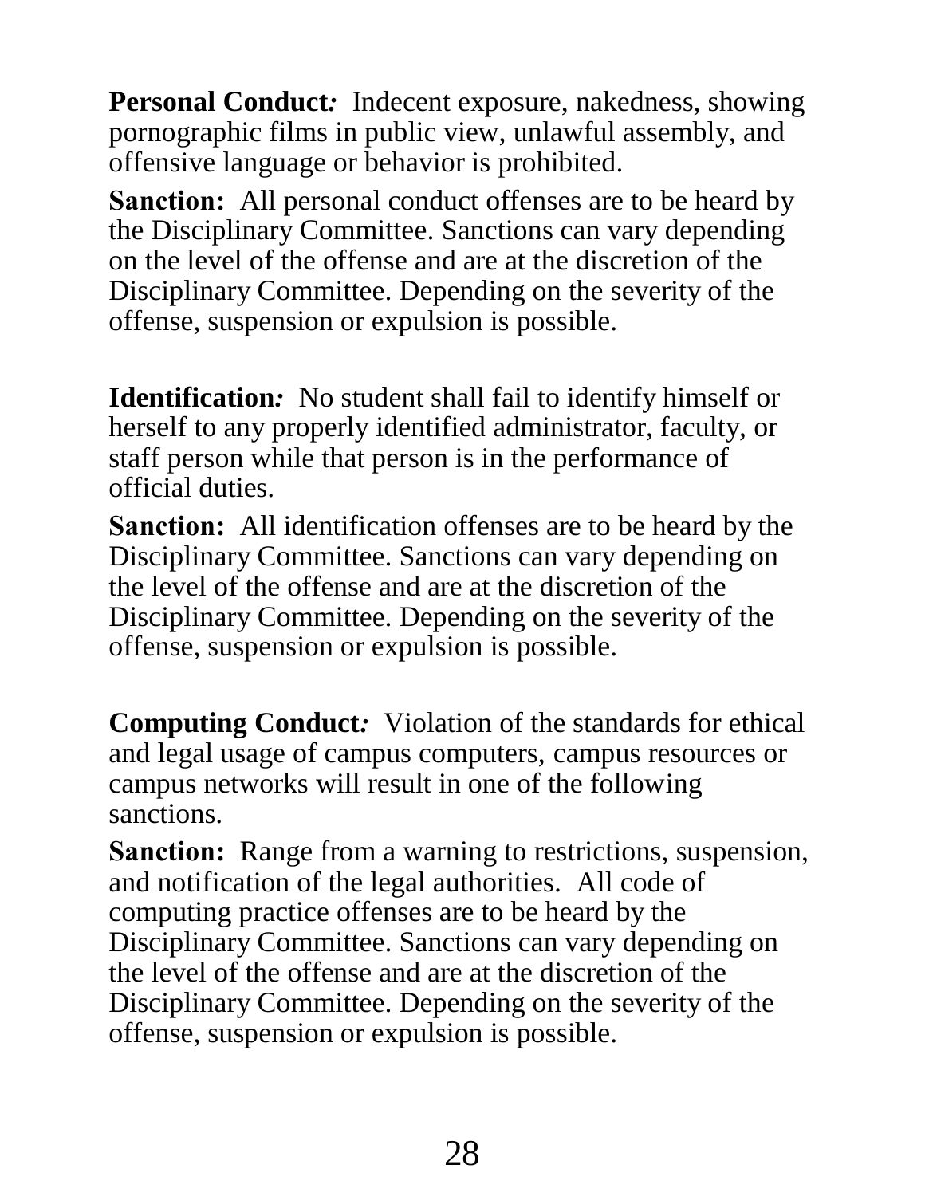**Personal Conduct:** Indecent exposure, nakedness, showing pornographic films in public view, unlawful assembly, and offensive language or behavior is prohibited.

**Sanction:** All personal conduct offenses are to be heard by the Disciplinary Committee. Sanctions can vary depending on the level of the offense and are at the discretion of the Disciplinary Committee. Depending on the severity of the offense, suspension or expulsion is possible.

**Identification:** No student shall fail to identify himself or herself to any properly identified administrator, faculty, or staff person while that person is in the performance of official duties.

**Sanction:** All identification offenses are to be heard by the Disciplinary Committee. Sanctions can vary depending on the level of the offense and are at the discretion of the Disciplinary Committee. Depending on the severity of the offense, suspension or expulsion is possible.

**Computing Conduct:** Violation of the standards for ethical and legal usage of campus computers, campus resources or campus networks will result in one of the following sanctions.

**Sanction:** Range from a warning to restrictions, suspension, and notification of the legal authorities. All code of computing practice offenses are to be heard by the Disciplinary Committee. Sanctions can vary depending on the level of the offense and are at the discretion of the Disciplinary Committee. Depending on the severity of the offense, suspension or expulsion is possible.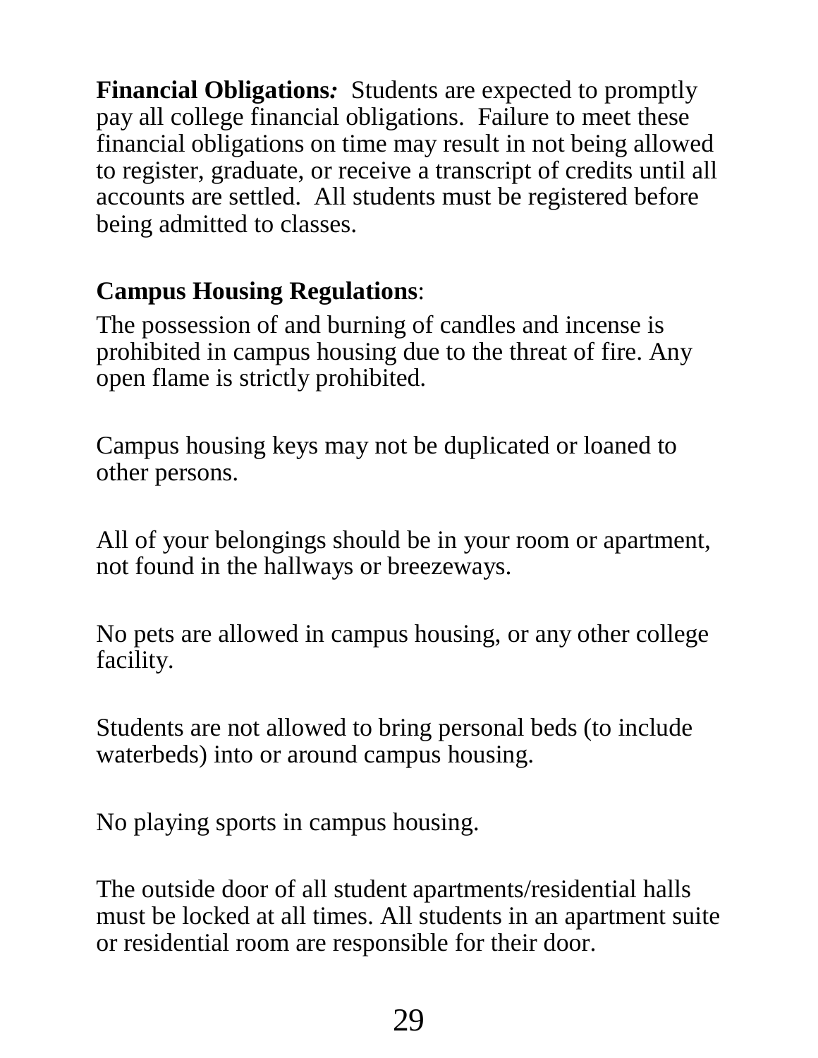**Financial Obligations*:*** Students are expected to promptly pay all college financial obligations. Failure to meet these financial obligations on time may result in not being allowed to register, graduate, or receive a transcript of credits until all accounts are settled. All students must be registered before being admitted to classes.

**Campus Housing Regulations**:

The possession of and burning of candles and incense is prohibited in campus housing due to the threat of fire. Any open flame is strictly prohibited.

Campus housing keys may not be duplicated or loaned to other persons.

All of your belongings should be in your room or apartment, not found in the hallways or breezeways.

No pets are allowed in campus housing, or any other college facility.

Students are not allowed to bring personal beds (to include waterbeds) into or around campus housing.

No playing sports in campus housing.

The outside door of all student apartments/residential halls must be locked at all times. All students in an apartment suite or residential room are responsible for their door.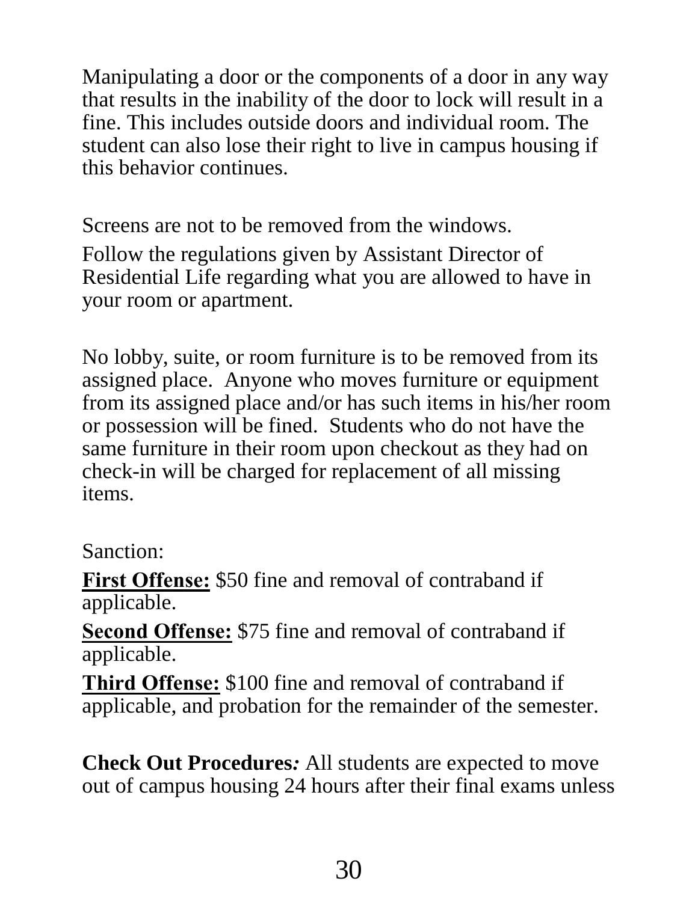Manipulating a door or the components of a door in any way that results in the inability of the door to lock will result in a fine. This includes outside doors and individual room. The student can also lose their right to live in campus housing if this behavior continues.

Screens are not to be removed from the windows.

Follow the regulations given by Assistant Director of Residential Life regarding what you are allowed to have in your room or apartment.

No lobby, suite, or room furniture is to be removed from its assigned place. Anyone who moves furniture or equipment from its assigned place and/or has such items in his/her room or possession will be fined. Students who do not have the same furniture in their room upon checkout as they had on check-in will be charged for replacement of all missing items.

Sanction:

**First Offense:** $50 fine and removal of contraband if applicable.

**Second Offense:** $75 fine and removal of contraband if applicable.

**Third Offense:** $100 fine and removal of contraband if applicable, and probation for the remainder of the semester.

**Check Out Procedures*:*** All students are expected to move out of campus housing 24 hours after their final exams unless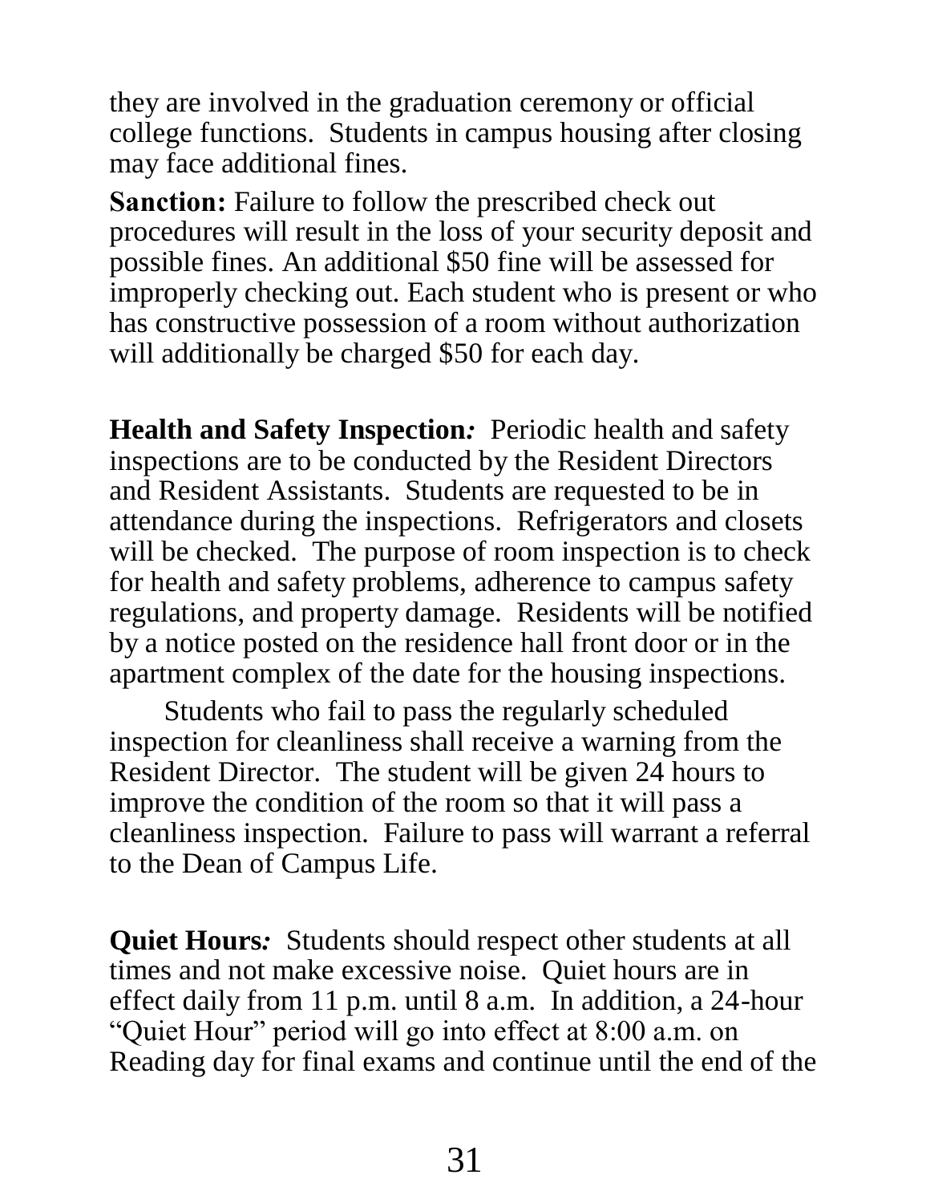they are involved in the graduation ceremony or official college functions. Students in campus housing after closing may face additional fines.

**Sanction:** Failure to follow the prescribed check out procedures will result in the loss of your security deposit and possible fines. An additional $50 fine will be assessed for improperly checking out. Each student who is present or who has constructive possession of a room without authorization will additionally be charged $50 for each day.

**Health and Safety Inspection*:*** Periodic health and safety inspections are to be conducted by the Resident Directors and Resident Assistants. Students are requested to be in attendance during the inspections. Refrigerators and closets will be checked. The purpose of room inspection is to check for health and safety problems, adherence to campus safety regulations, and property damage. Residents will be notified by a notice posted on the residence hall front door or in the apartment complex of the date for the housing inspections.

Students who fail to pass the regularly scheduled inspection for cleanliness shall receive a warning from the Resident Director. The student will be given 24 hours to improve the condition of the room so that it will pass a cleanliness inspection. Failure to pass will warrant a referral to the Dean of Campus Life.

**Quiet Hours*:*** Students should respect other students at all times and not make excessive noise. Quiet hours are in effect daily from 11 p.m. until 8 a.m. In addition, a 24-hour "Quiet Hour" period will go into effect at 8:00 a.m. on Reading day for final exams and continue until the end of the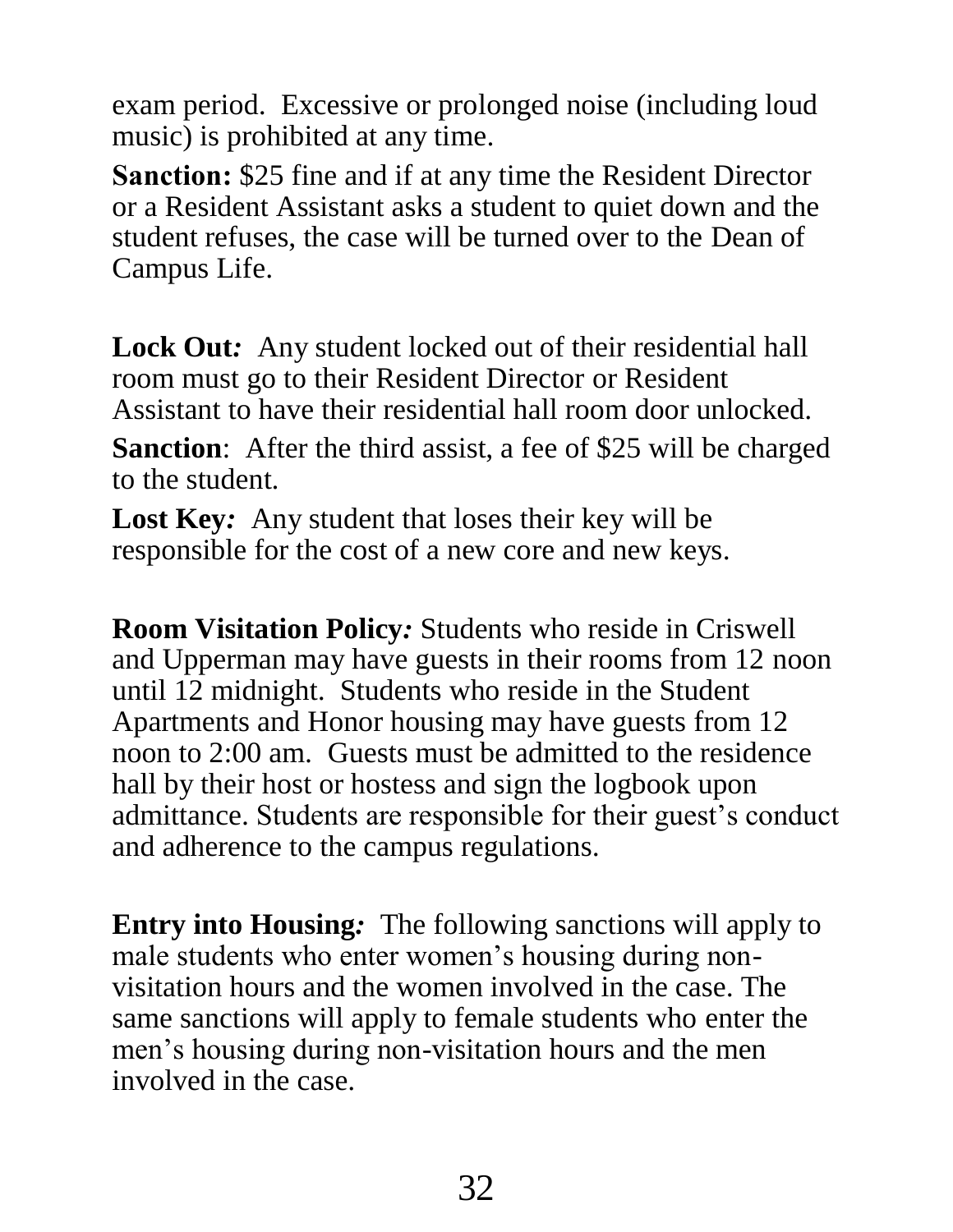exam period. Excessive or prolonged noise (including loud music) is prohibited at any time.

**Sanction:** $25 fine and if at any time the Resident Director or a Resident Assistant asks a student to quiet down and the student refuses, the case will be turned over to the Dean of Campus Life.

**Lock Out***:* Any student locked out of their residential hall room must go to their Resident Director or Resident Assistant to have their residential hall room door unlocked.

**Sanction**: After the third assist, a fee of $25 will be charged to the student.

**Lost Key***:* Any student that loses their key will be responsible for the cost of a new core and new keys.

**Room Visitation Policy***:* Students who reside in Criswell and Upperman may have guests in their rooms from 12 noon until 12 midnight. Students who reside in the Student Apartments and Honor housing may have guests from 12 noon to 2:00 am. Guests must be admitted to the residence hall by their host or hostess and sign the logbook upon admittance. Students are responsible for their guest's conduct and adherence to the campus regulations.

**Entry into Housing***:* The following sanctions will apply to male students who enter women's housing during non-visitation hours and the women involved in the case. The same sanctions will apply to female students who enter the men's housing during non-visitation hours and the men involved in the case.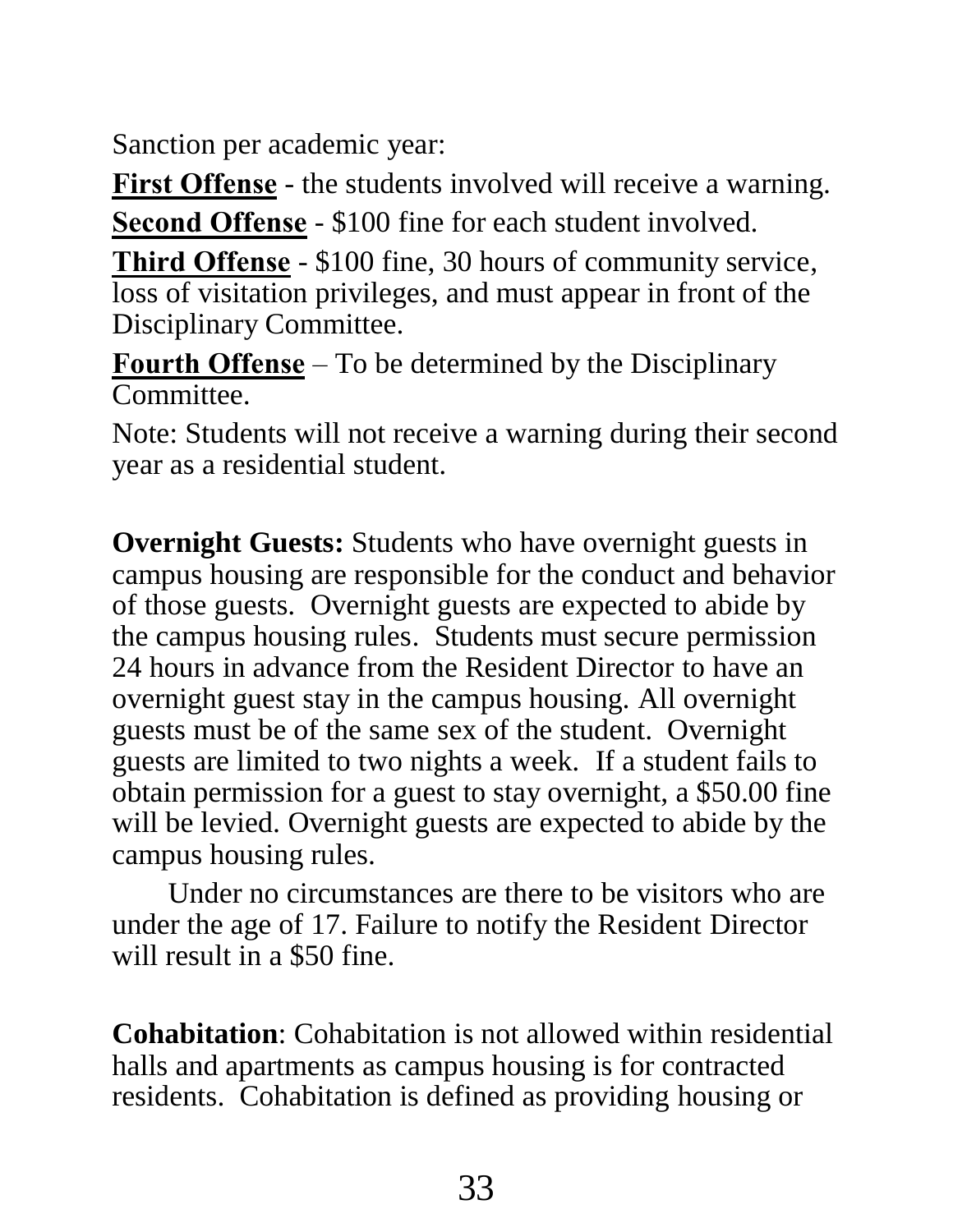Sanction per academic year:

**First Offense** - the students involved will receive a warning.

**Second Offense** - $100 fine for each student involved.

**Third Offense** - $100 fine, 30 hours of community service, loss of visitation privileges, and must appear in front of the Disciplinary Committee.

**Fourth Offense** – To be determined by the Disciplinary Committee.

Note: Students will not receive a warning during their second year as a residential student.

**Overnight Guests:** Students who have overnight guests in campus housing are responsible for the conduct and behavior of those guests. Overnight guests are expected to abide by the campus housing rules. Students must secure permission 24 hours in advance from the Resident Director to have an overnight guest stay in the campus housing. All overnight guests must be of the same sex of the student. Overnight guests are limited to two nights a week. If a student fails to obtain permission for a guest to stay overnight, a $50.00 fine will be levied. Overnight guests are expected to abide by the campus housing rules.

Under no circumstances are there to be visitors who are under the age of 17. Failure to notify the Resident Director will result in a $50 fine.

**Cohabitation**: Cohabitation is not allowed within residential halls and apartments as campus housing is for contracted residents. Cohabitation is defined as providing housing or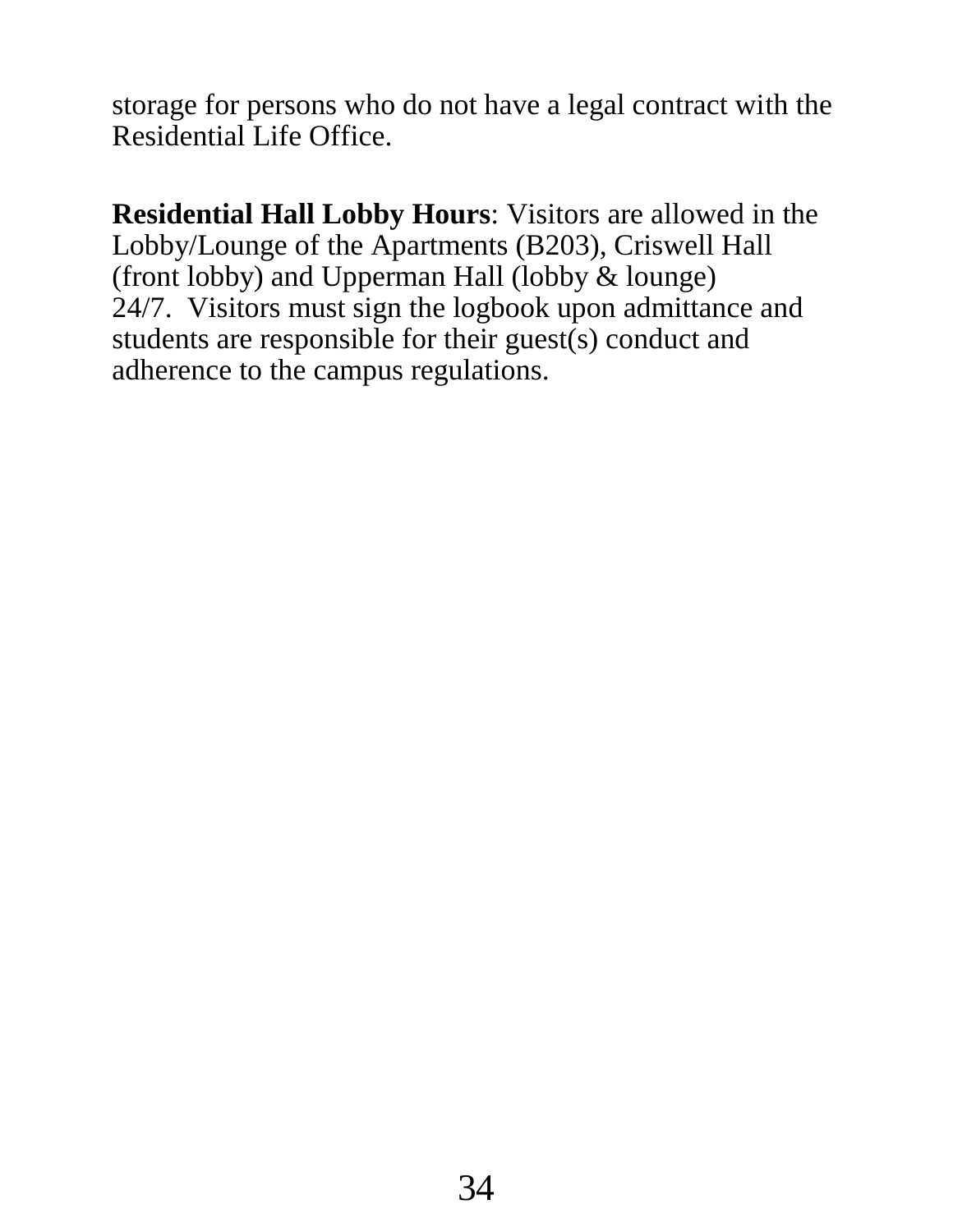storage for persons who do not have a legal contract with the Residential Life Office.

**Residential Hall Lobby Hours**: Visitors are allowed in the Lobby/Lounge of the Apartments (B203), Criswell Hall (front lobby) and Upperman Hall (lobby & lounge) 24/7. Visitors must sign the logbook upon admittance and students are responsible for their guest(s) conduct and adherence to the campus regulations.